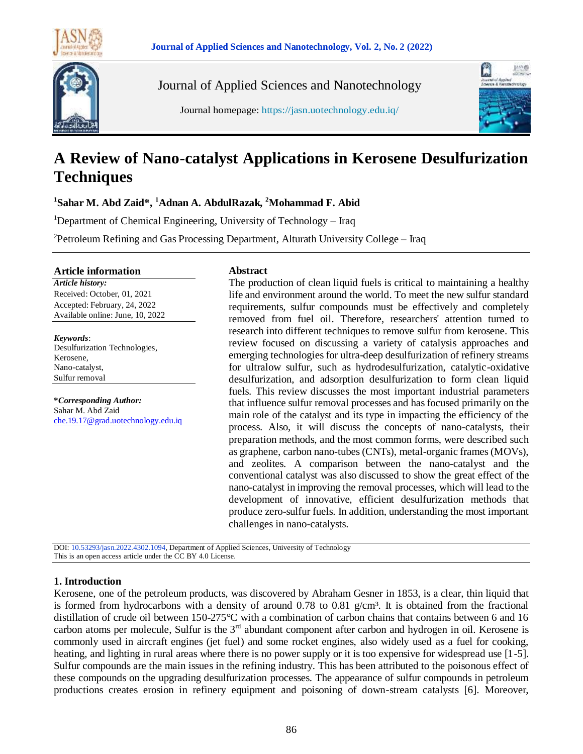# A Review of Nano-catalyst Applications in Kerosene Desulfurization Techniques

**[1]Sahar M. Abd Zaid\*, [1]Adnan A. AbdulRazak, [2]Mohammad F. Abid**

[1]Department of Chemical Engineering, University of Technology – Iraq

[2]Petroleum Refining and Gas Processing Department, Alturath University College – Iraq

## Article information

***Article history:***

Received: October, 01, 2021

Accepted: February, 24, 2022

Available online: June, 10, 2022

***Keywords***:

Desulfurization Technologies,

Kerosene,

Nano-catalyst,

Sulfur removal

***\*Corresponding Author:***

Sahar M. Abd Zaid

che.19.17@grad.uotechnology.edu.iq

## Abstract

The production of clean liquid fuels is critical to maintaining a healthy life and environment around the world. To meet the new sulfur standard requirements, sulfur compounds must be effectively and completely removed from fuel oil. Therefore, researchers' attention turned to research into different techniques to remove sulfur from kerosene. This review focused on discussing a variety of catalysis approaches and emerging technologies for ultra-deep desulfurization of refinery streams for ultralow sulfur, such as hydrodesulfurization, catalytic-oxidative desulfurization, and adsorption desulfurization to form clean liquid fuels. This review discusses the most important industrial parameters that influence sulfur removal processes and has focused primarily on the main role of the catalyst and its type in impacting the efficiency of the process. Also, it will discuss the concepts of nano-catalysts, their preparation methods, and the most common forms, were described such as graphene, carbon nano-tubes (CNTs), metal-organic frames (MOVs), and zeolites. A comparison between the nano-catalyst and the conventional catalyst was also discussed to show the great effect of the nano-catalyst in improving the removal processes, which will lead to the development of innovative, efficient desulfurization methods that produce zero-sulfur fuels. In addition, understanding the most important challenges in nano-catalysts.

DOI: 10.53293/jasn.2022.4302.1094, Department of Applied Sciences, University of Technology
This is an open access article under the CC BY 4.0 License.

## 1. Introduction

Kerosene, one of the petroleum products, was discovered by Abraham Gesner in 1853, is a clear, thin liquid that is formed from hydrocarbons with a density of around 0.78 to 0.81 g/cm³. It is obtained from the fractional distillation of crude oil between 150-275°C with a combination of carbon chains that contains between 6 and 16 carbon atoms per molecule, Sulfur is the 3rd abundant component after carbon and hydrogen in oil. Kerosene is commonly used in aircraft engines (jet fuel) and some rocket engines, also widely used as a fuel for cooking, heating, and lighting in rural areas where there is no power supply or it is too expensive for widespread use [1-5]. Sulfur compounds are the main issues in the refining industry. This has been attributed to the poisonous effect of these compounds on the upgrading desulfurization processes. The appearance of sulfur compounds in petroleum productions creates erosion in refinery equipment and poisoning of down-stream catalysts [6]. Moreover,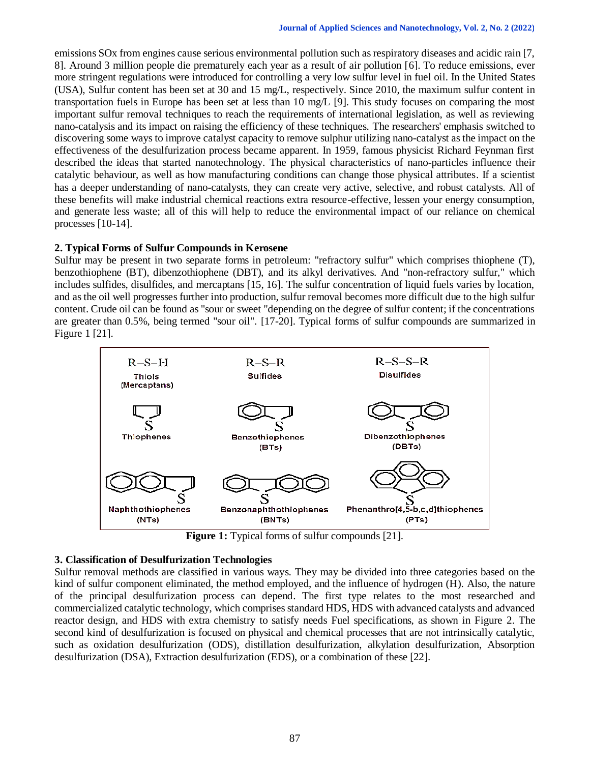emissions SOx from engines cause serious environmental pollution such as respiratory diseases and acidic rain [7, 8]. Around 3 million people die prematurely each year as a result of air pollution [6]. To reduce emissions, ever more stringent regulations were introduced for controlling a very low sulfur level in fuel oil. In the United States (USA), Sulfur content has been set at 30 and 15 mg/L, respectively. Since 2010, the maximum sulfur content in transportation fuels in Europe has been set at less than 10 mg/L [9]. This study focuses on comparing the most important sulfur removal techniques to reach the requirements of international legislation, as well as reviewing nano-catalysis and its impact on raising the efficiency of these techniques. The researchers' emphasis switched to discovering some ways to improve catalyst capacity to remove sulphur utilizing nano-catalyst as the impact on the effectiveness of the desulfurization process became apparent. In 1959, famous physicist Richard Feynman first described the ideas that started nanotechnology. The physical characteristics of nano-particles influence their catalytic behaviour, as well as how manufacturing conditions can change those physical attributes. If a scientist has a deeper understanding of nano-catalysts, they can create very active, selective, and robust catalysts. All of these benefits will make industrial chemical reactions extra resource-effective, lessen your energy consumption, and generate less waste; all of this will help to reduce the environmental impact of our reliance on chemical processes [10-14].

## 2. Typical Forms of Sulfur Compounds in Kerosene

Sulfur may be present in two separate forms in petroleum: "refractory sulfur" which comprises thiophene (T), benzothiophene (BT), dibenzothiophene (DBT), and its alkyl derivatives. And "non-refractory sulfur," which includes sulfides, disulfides, and mercaptans [15, 16]. The sulfur concentration of liquid fuels varies by location, and as the oil well progresses further into production, sulfur removal becomes more difficult due to the high sulfur content. Crude oil can be found as "sour or sweet "depending on the degree of sulfur content; if the concentrations are greater than 0.5%, being termed "sour oil". [17-20]. Typical forms of sulfur compounds are summarized in Figure 1 [21].

R–S–H Thiols (Mercaptans) | R–S–R Sulfides | R–S–S–R Disulfides

Thiophenes | Benzothiophenes (BTs) | Dibenzothiophenes (DBTs)

Naphthothiophenes (NTs) | Benzonaphthothiophenes (BNTs) | Phenanthro[4,5-b,c,d]thiophenes (PTs)

**Figure 1:** Typical forms of sulfur compounds [21].

## 3. Classification of Desulfurization Technologies

Sulfur removal methods are classified in various ways. They may be divided into three categories based on the kind of sulfur component eliminated, the method employed, and the influence of hydrogen (H). Also, the nature of the principal desulfurization process can depend. The first type relates to the most researched and commercialized catalytic technology, which comprises standard HDS, HDS with advanced catalysts and advanced reactor design, and HDS with extra chemistry to satisfy needs Fuel specifications, as shown in Figure 2. The second kind of desulfurization is focused on physical and chemical processes that are not intrinsically catalytic, such as oxidation desulfurization (ODS), distillation desulfurization, alkylation desulfurization, Absorption desulfurization (DSA), Extraction desulfurization (EDS), or a combination of these [22].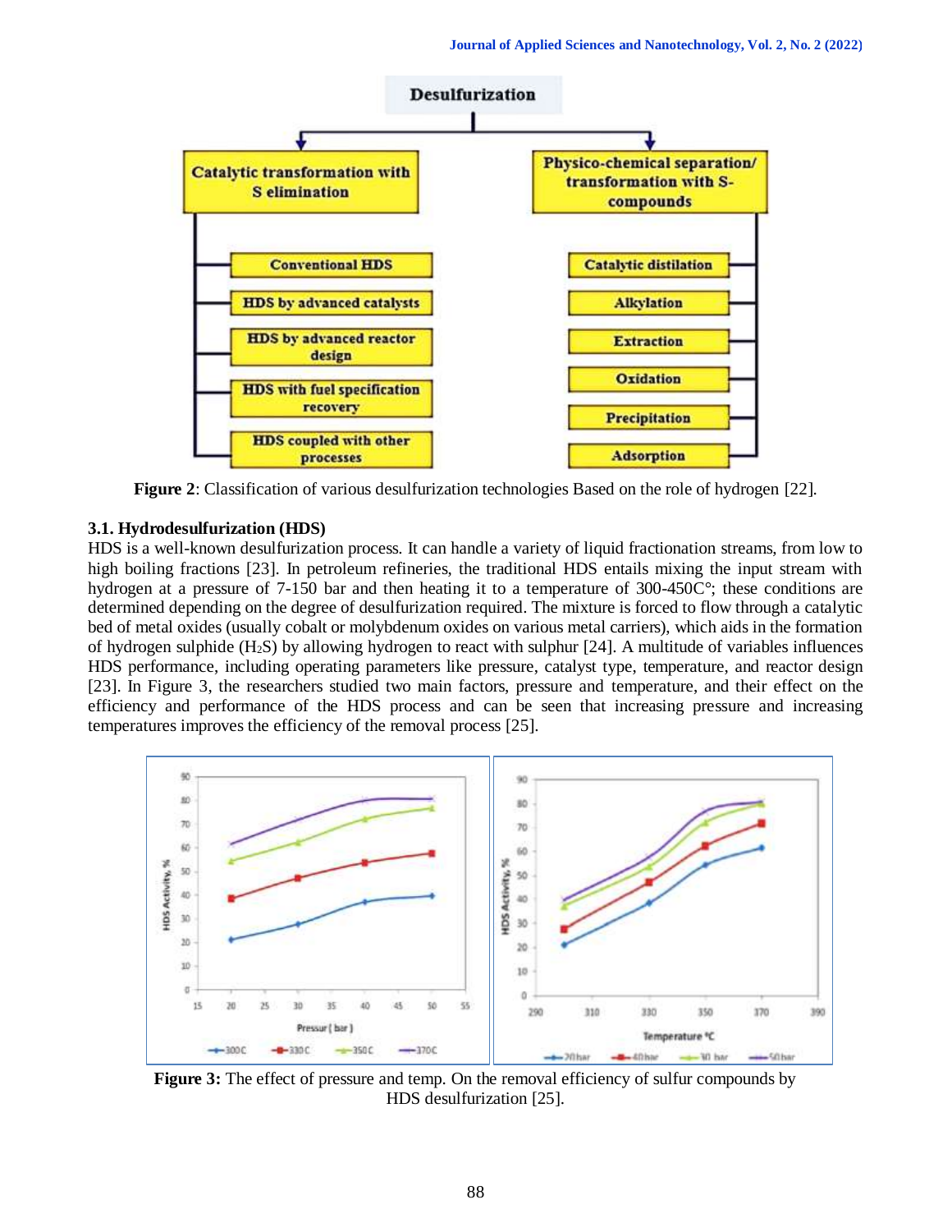Figure 2: Classification of various desulfurization technologies Based on the role of hydrogen [22].

### 3.1. Hydrodesulfurization (HDS)

HDS is a well-known desulfurization process. It can handle a variety of liquid fractionation streams, from low to high boiling fractions [23]. In petroleum refineries, the traditional HDS entails mixing the input stream with hydrogen at a pressure of 7-150 bar and then heating it to a temperature of 300-450C°; these conditions are determined depending on the degree of desulfurization required. The mixture is forced to flow through a catalytic bed of metal oxides (usually cobalt or molybdenum oxides on various metal carriers), which aids in the formation of hydrogen sulphide ($H_2S$) by allowing hydrogen to react with sulphur [24]. A multitude of variables influences HDS performance, including operating parameters like pressure, catalyst type, temperature, and reactor design [23]. In Figure 3, the researchers studied two main factors, pressure and temperature, and their effect on the efficiency and performance of the HDS process and can be seen that increasing pressure and increasing temperatures improves the efficiency of the removal process [25].

Figure 3: The effect of pressure and temp. On the removal efficiency of sulfur compounds by HDS desulfurization [25].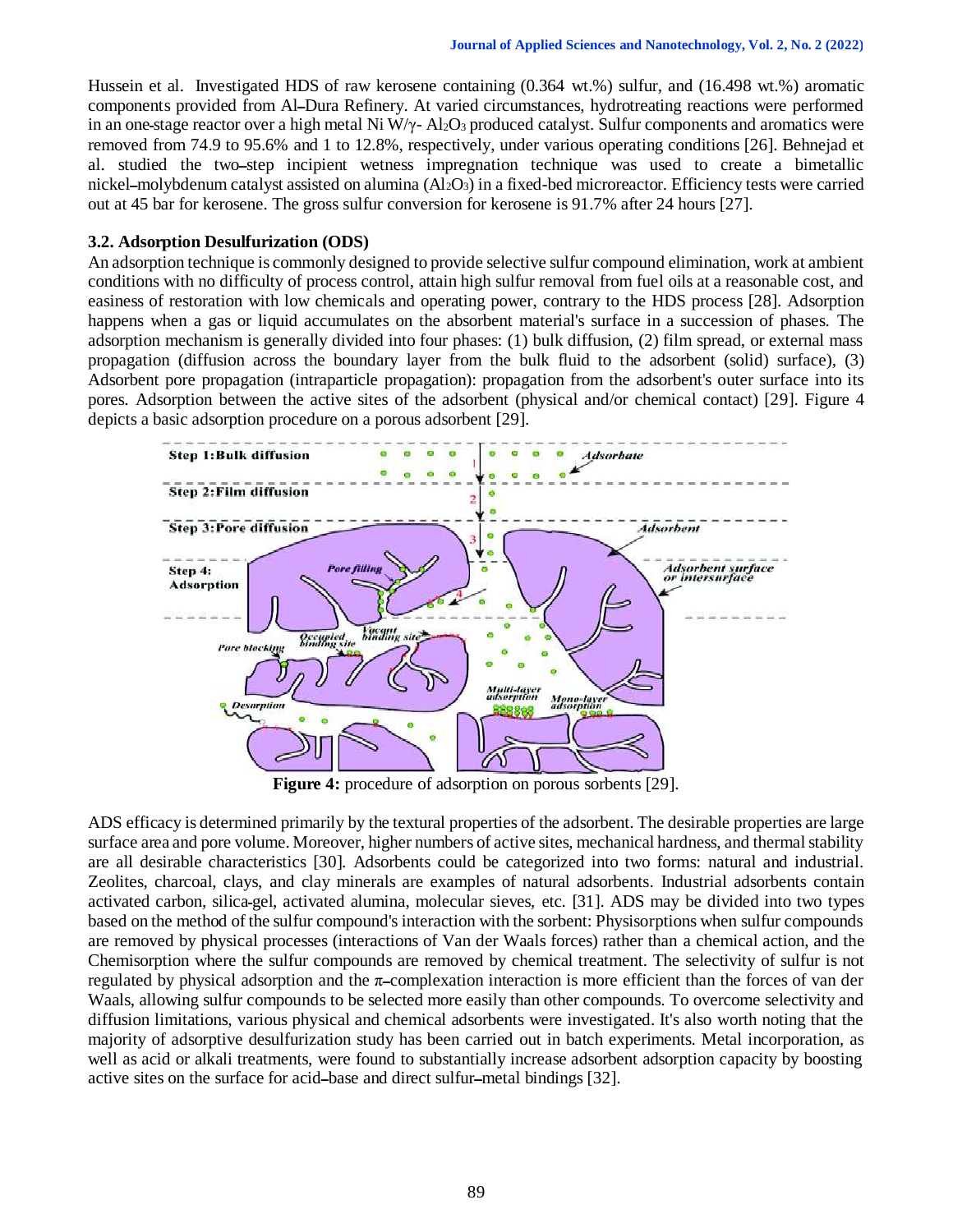Hussein et al. Investigated HDS of raw kerosene containing (0.364 wt.%) sulfur, and (16.498 wt.%) aromatic components provided from Al–Dura Refinery. At varied circumstances, hydrotreating reactions were performed in an one-stage reactor over a high metal Ni W/γ- $Al_2O_3$ produced catalyst. Sulfur components and aromatics were removed from 74.9 to 95.6% and 1 to 12.8%, respectively, under various operating conditions [26]. Behnejad et al. studied the two–step incipient wetness impregnation technique was used to create a bimetallic nickel–molybdenum catalyst assisted on alumina ($Al_2O_3$) in a fixed-bed microreactor. Efficiency tests were carried out at 45 bar for kerosene. The gross sulfur conversion for kerosene is 91.7% after 24 hours [27].

### 3.2. Adsorption Desulfurization (ODS)

An adsorption technique is commonly designed to provide selective sulfur compound elimination, work at ambient conditions with no difficulty of process control, attain high sulfur removal from fuel oils at a reasonable cost, and easiness of restoration with low chemicals and operating power, contrary to the HDS process [28]. Adsorption happens when a gas or liquid accumulates on the absorbent material's surface in a succession of phases. The adsorption mechanism is generally divided into four phases: (1) bulk diffusion, (2) film spread, or external mass propagation (diffusion across the boundary layer from the bulk fluid to the adsorbent (solid) surface), (3) Adsorbent pore propagation (intraparticle propagation): propagation from the adsorbent's outer surface into its pores. Adsorption between the active sites of the adsorbent (physical and/or chemical contact) [29]. Figure 4 depicts a basic adsorption procedure on a porous adsorbent [29].

**Figure 4:** procedure of adsorption on porous sorbents [29].

ADS efficacy is determined primarily by the textural properties of the adsorbent. The desirable properties are large surface area and pore volume. Moreover, higher numbers of active sites, mechanical hardness, and thermal stability are all desirable characteristics [30]. Adsorbents could be categorized into two forms: natural and industrial. Zeolites, charcoal, clays, and clay minerals are examples of natural adsorbents. Industrial adsorbents contain activated carbon, silica-gel, activated alumina, molecular sieves, etc. [31]. ADS may be divided into two types based on the method of the sulfur compound's interaction with the sorbent: Physisorptions when sulfur compounds are removed by physical processes (interactions of Van der Waals forces) rather than a chemical action, and the Chemisorption where the sulfur compounds are removed by chemical treatment. The selectivity of sulfur is not regulated by physical adsorption and the π–complexation interaction is more efficient than the forces of van der Waals, allowing sulfur compounds to be selected more easily than other compounds. To overcome selectivity and diffusion limitations, various physical and chemical adsorbents were investigated. It's also worth noting that the majority of adsorptive desulfurization study has been carried out in batch experiments. Metal incorporation, as well as acid or alkali treatments, were found to substantially increase adsorbent adsorption capacity by boosting active sites on the surface for acid–base and direct sulfur–metal bindings [32].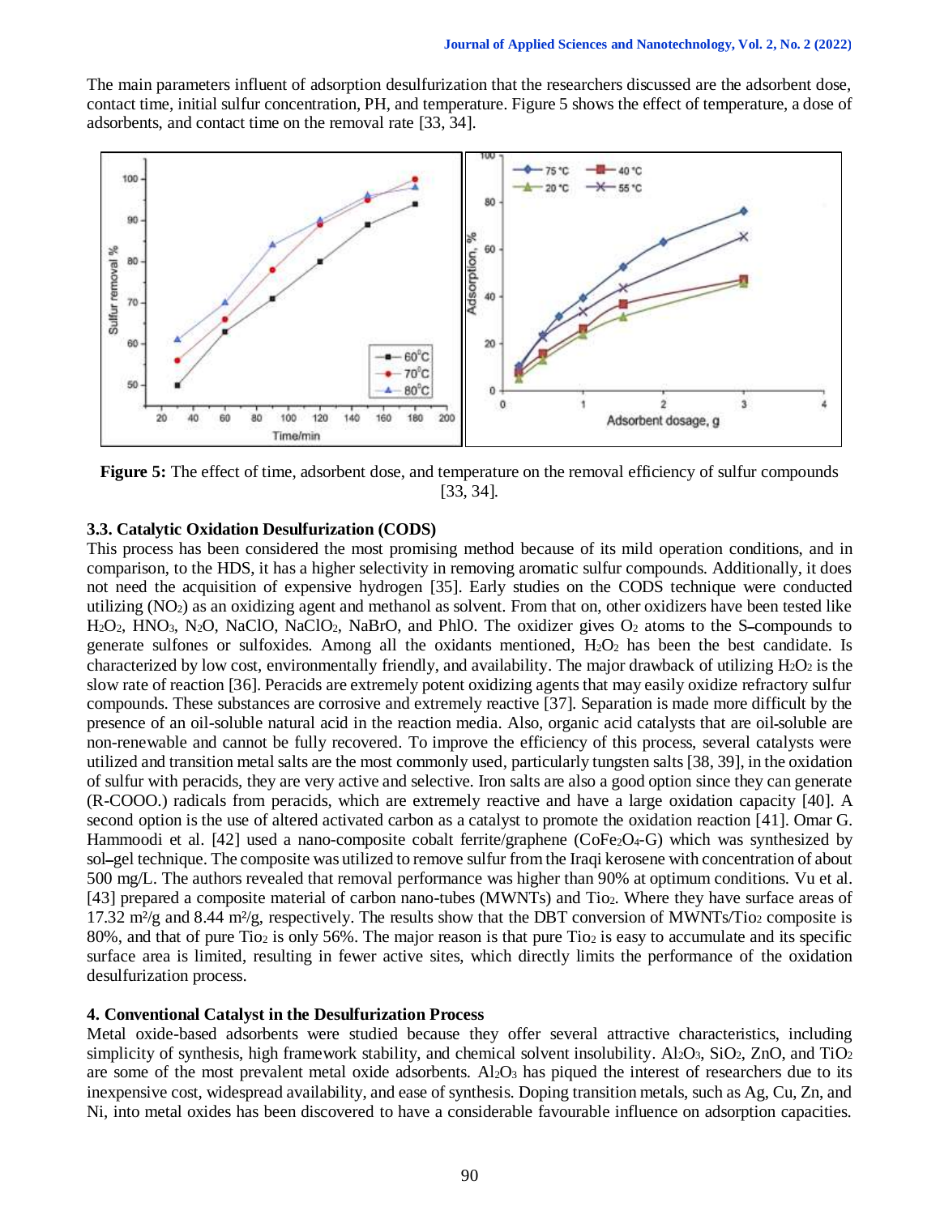The main parameters influent of adsorption desulfurization that the researchers discussed are the adsorbent dose, contact time, initial sulfur concentration, PH, and temperature. Figure 5 shows the effect of temperature, a dose of adsorbents, and contact time on the removal rate [33, 34].

**Figure 5:** The effect of time, adsorbent dose, and temperature on the removal efficiency of sulfur compounds [33, 34].

### 3.3. Catalytic Oxidation Desulfurization (CODS)

This process has been considered the most promising method because of its mild operation conditions, and in comparison, to the HDS, it has a higher selectivity in removing aromatic sulfur compounds. Additionally, it does not need the acquisition of expensive hydrogen [35]. Early studies on the CODS technique were conducted utilizing ($NO_2$) as an oxidizing agent and methanol as solvent. From that on, other oxidizers have been tested like $H_2O_2$, $HNO_3$, $N_2O$, NaClO, $NaClO_2$, NaBrO, and PhlO. The oxidizer gives $O_2$ atoms to the S–compounds to generate sulfones or sulfoxides. Among all the oxidants mentioned, $H_2O_2$ has been the best candidate. Is characterized by low cost, environmentally friendly, and availability. The major drawback of utilizing $H_2O_2$ is the slow rate of reaction [36]. Peracids are extremely potent oxidizing agents that may easily oxidize refractory sulfur compounds. These substances are corrosive and extremely reactive [37]. Separation is made more difficult by the presence of an oil-soluble natural acid in the reaction media. Also, organic acid catalysts that are oil-soluble are non-renewable and cannot be fully recovered. To improve the efficiency of this process, several catalysts were utilized and transition metal salts are the most commonly used, particularly tungsten salts [38, 39], in the oxidation of sulfur with peracids, they are very active and selective. Iron salts are also a good option since they can generate (R-COOO.) radicals from peracids, which are extremely reactive and have a large oxidation capacity [40]. A second option is the use of altered activated carbon as a catalyst to promote the oxidation reaction [41]. Omar G. Hammoodi et al. [42] used a nano-composite cobalt ferrite/graphene ($CoFe_2O_4$-G) which was synthesized by sol–gel technique. The composite was utilized to remove sulfur from the Iraqi kerosene with concentration of about 500 mg/L. The authors revealed that removal performance was higher than 90% at optimum conditions. Vu et al. [43] prepared a composite material of carbon nano-tubes (MWNTs) and $TiO_2$. Where they have surface areas of 17.32 m²/g and 8.44 m²/g, respectively. The results show that the DBT conversion of MWNTs/$TiO_2$ composite is 80%, and that of pure $TiO_2$ is only 56%. The major reason is that pure $TiO_2$ is easy to accumulate and its specific surface area is limited, resulting in fewer active sites, which directly limits the performance of the oxidation desulfurization process.

## 4. Conventional Catalyst in the Desulfurization Process

Metal oxide-based adsorbents were studied because they offer several attractive characteristics, including simplicity of synthesis, high framework stability, and chemical solvent insolubility. $Al_2O_3$, $SiO_2$, ZnO, and $TiO_2$ are some of the most prevalent metal oxide adsorbents. $Al_2O_3$ has piqued the interest of researchers due to its inexpensive cost, widespread availability, and ease of synthesis. Doping transition metals, such as Ag, Cu, Zn, and Ni, into metal oxides has been discovered to have a considerable favourable influence on adsorption capacities.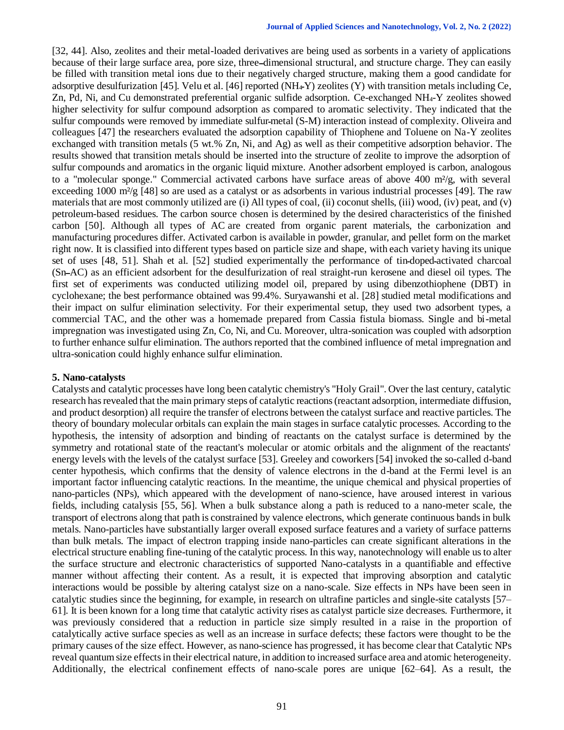[32, 44]. Also, zeolites and their metal-loaded derivatives are being used as sorbents in a variety of applications because of their large surface area, pore size, three-dimensional structural, and structure charge. They can easily be filled with transition metal ions due to their negatively charged structure, making them a good candidate for adsorptive desulfurization [45]. Velu et al. [46] reported ($NH_4$-Y) zeolites (Y) with transition metals including Ce, Zn, Pd, Ni, and Cu demonstrated preferential organic sulfide adsorption. Ce-exchanged $NH_4$-Y zeolites showed higher selectivity for sulfur compound adsorption as compared to aromatic selectivity. They indicated that the sulfur compounds were removed by immediate sulfur-metal (S-M) interaction instead of complexity. Oliveira and colleagues [47] the researchers evaluated the adsorption capability of Thiophene and Toluene on Na-Y zeolites exchanged with transition metals (5 wt.% Zn, Ni, and Ag) as well as their competitive adsorption behavior. The results showed that transition metals should be inserted into the structure of zeolite to improve the adsorption of sulfur compounds and aromatics in the organic liquid mixture. Another adsorbent employed is carbon, analogous to a "molecular sponge." Commercial activated carbons have surface areas of above 400 m²/g, with several exceeding 1000 m²/g [48] so are used as a catalyst or as adsorbents in various industrial processes [49]. The raw materials that are most commonly utilized are (i) All types of coal, (ii) coconut shells, (iii) wood, (iv) peat, and (v) petroleum-based residues. The carbon source chosen is determined by the desired characteristics of the finished carbon [50]. Although all types of AC are created from organic parent materials, the carbonization and manufacturing procedures differ. Activated carbon is available in powder, granular, and pellet form on the market right now. It is classified into different types based on particle size and shape, with each variety having its unique set of uses [48, 51]. Shah et al. [52] studied experimentally the performance of tin-doped-activated charcoal (Sn-AC) as an efficient adsorbent for the desulfurization of real straight-run kerosene and diesel oil types. The first set of experiments was conducted utilizing model oil, prepared by using dibenzothiophene (DBT) in cyclohexane; the best performance obtained was 99.4%. Suryawanshi et al. [28] studied metal modifications and their impact on sulfur elimination selectivity. For their experimental setup, they used two adsorbent types, a commercial TAC, and the other was a homemade prepared from Cassia fistula biomass. Single and bi-metal impregnation was investigated using Zn, Co, Ni, and Cu. Moreover, ultra-sonication was coupled with adsorption to further enhance sulfur elimination. The authors reported that the combined influence of metal impregnation and ultra-sonication could highly enhance sulfur elimination.

## 5. Nano-catalysts

Catalysts and catalytic processes have long been catalytic chemistry's "Holy Grail". Over the last century, catalytic research has revealed that the main primary steps of catalytic reactions (reactant adsorption, intermediate diffusion, and product desorption) all require the transfer of electrons between the catalyst surface and reactive particles. The theory of boundary molecular orbitals can explain the main stages in surface catalytic processes. According to the hypothesis, the intensity of adsorption and binding of reactants on the catalyst surface is determined by the symmetry and rotational state of the reactant's molecular or atomic orbitals and the alignment of the reactants' energy levels with the levels of the catalyst surface [53]. Greeley and coworkers [54] invoked the so-called d-band center hypothesis, which confirms that the density of valence electrons in the d-band at the Fermi level is an important factor influencing catalytic reactions. In the meantime, the unique chemical and physical properties of nano-particles (NPs), which appeared with the development of nano-science, have aroused interest in various fields, including catalysis [55, 56]. When a bulk substance along a path is reduced to a nano-meter scale, the transport of electrons along that path is constrained by valence electrons, which generate continuous bands in bulk metals. Nano-particles have substantially larger overall exposed surface features and a variety of surface patterns than bulk metals. The impact of electron trapping inside nano-particles can create significant alterations in the electrical structure enabling fine-tuning of the catalytic process. In this way, nanotechnology will enable us to alter the surface structure and electronic characteristics of supported Nano-catalysts in a quantifiable and effective manner without affecting their content. As a result, it is expected that improving absorption and catalytic interactions would be possible by altering catalyst size on a nano-scale. Size effects in NPs have been seen in catalytic studies since the beginning, for example, in research on ultrafine particles and single-site catalysts [57–61]. It is been known for a long time that catalytic activity rises as catalyst particle size decreases. Furthermore, it was previously considered that a reduction in particle size simply resulted in a raise in the proportion of catalytically active surface species as well as an increase in surface defects; these factors were thought to be the primary causes of the size effect. However, as nano-science has progressed, it has become clear that Catalytic NPs reveal quantum size effects in their electrical nature, in addition to increased surface area and atomic heterogeneity. Additionally, the electrical confinement effects of nano-scale pores are unique [62–64]. As a result, the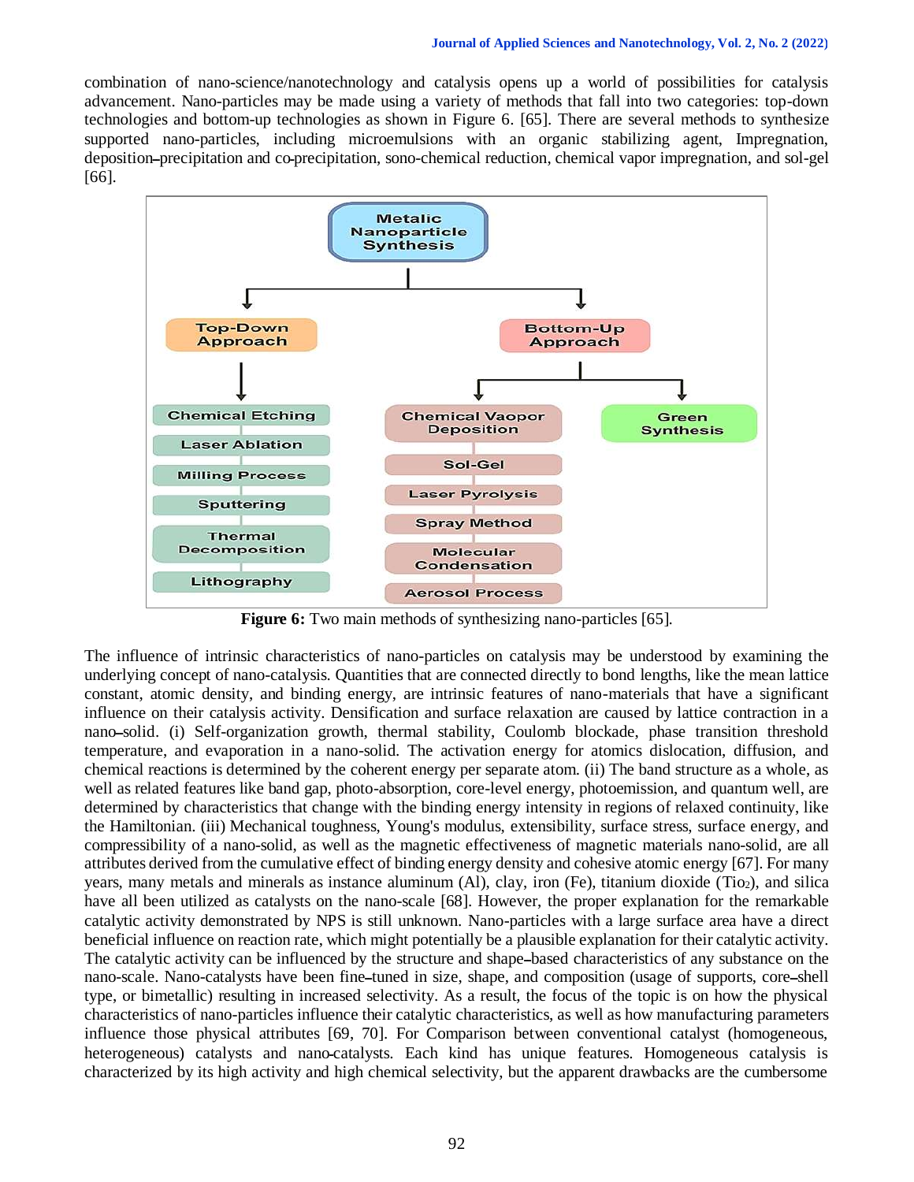combination of nano-science/nanotechnology and catalysis opens up a world of possibilities for catalysis advancement. Nano-particles may be made using a variety of methods that fall into two categories: top-down technologies and bottom-up technologies as shown in Figure 6. [65]. There are several methods to synthesize supported nano-particles, including microemulsions with an organic stabilizing agent, Impregnation, deposition–precipitation and co-precipitation, sono-chemical reduction, chemical vapor impregnation, and sol-gel [66].

- Metalic Nanoparticle Synthesis
  - Top-Down Approach
    - Chemical Etching
    - Laser Ablation
    - Milling Process
    - Sputtering
    - Thermal Decomposition
    - Lithography
  - Bottom-Up Approach
    - Chemical Vaopor Deposition
      - Sol-Gel
      - Laser Pyrolysis
      - Spray Method
      - Molecular Condensation
      - Aerosol Process
    - Green Synthesis

**Figure 6:** Two main methods of synthesizing nano-particles [65].

The influence of intrinsic characteristics of nano-particles on catalysis may be understood by examining the underlying concept of nano-catalysis. Quantities that are connected directly to bond lengths, like the mean lattice constant, atomic density, and binding energy, are intrinsic features of nano-materials that have a significant influence on their catalysis activity. Densification and surface relaxation are caused by lattice contraction in a nano–solid. (i) Self-organization growth, thermal stability, Coulomb blockade, phase transition threshold temperature, and evaporation in a nano-solid. The activation energy for atomics dislocation, diffusion, and chemical reactions is determined by the coherent energy per separate atom. (ii) The band structure as a whole, as well as related features like band gap, photo-absorption, core-level energy, photoemission, and quantum well, are determined by characteristics that change with the binding energy intensity in regions of relaxed continuity, like the Hamiltonian. (iii) Mechanical toughness, Young's modulus, extensibility, surface stress, surface energy, and compressibility of a nano-solid, as well as the magnetic effectiveness of magnetic materials nano-solid, are all attributes derived from the cumulative effect of binding energy density and cohesive atomic energy [67]. For many years, many metals and minerals as instance aluminum (Al), clay, iron (Fe), titanium dioxide ($Tio_2$), and silica have all been utilized as catalysts on the nano-scale [68]. However, the proper explanation for the remarkable catalytic activity demonstrated by NPS is still unknown. Nano-particles with a large surface area have a direct beneficial influence on reaction rate, which might potentially be a plausible explanation for their catalytic activity. The catalytic activity can be influenced by the structure and shape–based characteristics of any substance on the nano-scale. Nano-catalysts have been fine–tuned in size, shape, and composition (usage of supports, core–shell type, or bimetallic) resulting in increased selectivity. As a result, the focus of the topic is on how the physical characteristics of nano-particles influence their catalytic characteristics, as well as how manufacturing parameters influence those physical attributes [69, 70]. For Comparison between conventional catalyst (homogeneous, heterogeneous) catalysts and nano-catalysts. Each kind has unique features. Homogeneous catalysis is characterized by its high activity and high chemical selectivity, but the apparent drawbacks are the cumbersome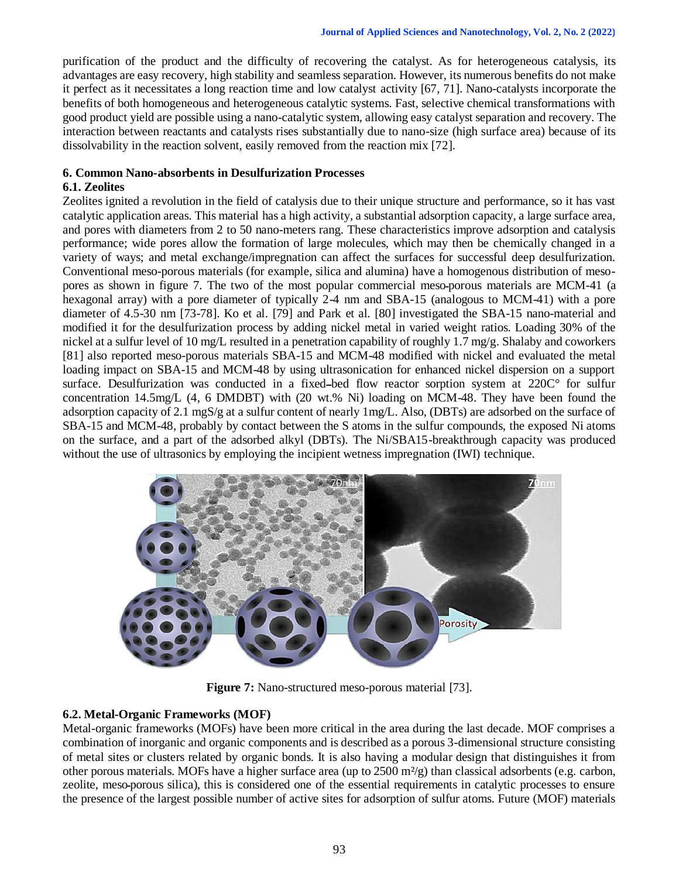purification of the product and the difficulty of recovering the catalyst. As for heterogeneous catalysis, its advantages are easy recovery, high stability and seamless separation. However, its numerous benefits do not make it perfect as it necessitates a long reaction time and low catalyst activity [67, 71]. Nano-catalysts incorporate the benefits of both homogeneous and heterogeneous catalytic systems. Fast, selective chemical transformations with good product yield are possible using a nano-catalytic system, allowing easy catalyst separation and recovery. The interaction between reactants and catalysts rises substantially due to nano-size (high surface area) because of its dissolvability in the reaction solvent, easily removed from the reaction mix [72].

## 6. Common Nano-absorbents in Desulfurization Processes

### 6.1. Zeolites

Zeolites ignited a revolution in the field of catalysis due to their unique structure and performance, so it has vast catalytic application areas. This material has a high activity, a substantial adsorption capacity, a large surface area, and pores with diameters from 2 to 50 nano-meters rang. These characteristics improve adsorption and catalysis performance; wide pores allow the formation of large molecules, which may then be chemically changed in a variety of ways; and metal exchange/impregnation can affect the surfaces for successful deep desulfurization. Conventional meso-porous materials (for example, silica and alumina) have a homogenous distribution of meso-pores as shown in figure 7. The two of the most popular commercial meso-porous materials are MCM-41 (a hexagonal array) with a pore diameter of typically 2-4 nm and SBA-15 (analogous to MCM-41) with a pore diameter of 4.5-30 nm [73-78]. Ko et al. [79] and Park et al. [80] investigated the SBA-15 nano-material and modified it for the desulfurization process by adding nickel metal in varied weight ratios. Loading 30% of the nickel at a sulfur level of 10 mg/L resulted in a penetration capability of roughly 1.7 mg/g. Shalaby and coworkers [81] also reported meso-porous materials SBA-15 and MCM-48 modified with nickel and evaluated the metal loading impact on SBA-15 and MCM-48 by using ultrasonication for enhanced nickel dispersion on a support surface. Desulfurization was conducted in a fixed-bed flow reactor sorption system at 220C° for sulfur concentration 14.5mg/L (4, 6 DMDBT) with (20 wt.% Ni) loading on MCM-48. They have been found the adsorption capacity of 2.1 mgS/g at a sulfur content of nearly 1mg/L. Also, (DBTs) are adsorbed on the surface of SBA-15 and MCM-48, probably by contact between the S atoms in the sulfur compounds, the exposed Ni atoms on the surface, and a part of the adsorbed alkyl (DBTs). The Ni/SBA15-breakthrough capacity was produced without the use of ultrasonics by employing the incipient wetness impregnation (IWI) technique.

**Figure 7:** Nano-structured meso-porous material [73].

### 6.2. Metal-Organic Frameworks (MOF)

Metal-organic frameworks (MOFs) have been more critical in the area during the last decade. MOF comprises a combination of inorganic and organic components and is described as a porous 3-dimensional structure consisting of metal sites or clusters related by organic bonds. It is also having a modular design that distinguishes it from other porous materials. MOFs have a higher surface area (up to 2500 $m^2/g$) than classical adsorbents (e.g. carbon, zeolite, meso-porous silica), this is considered one of the essential requirements in catalytic processes to ensure the presence of the largest possible number of active sites for adsorption of sulfur atoms. Future (MOF) materials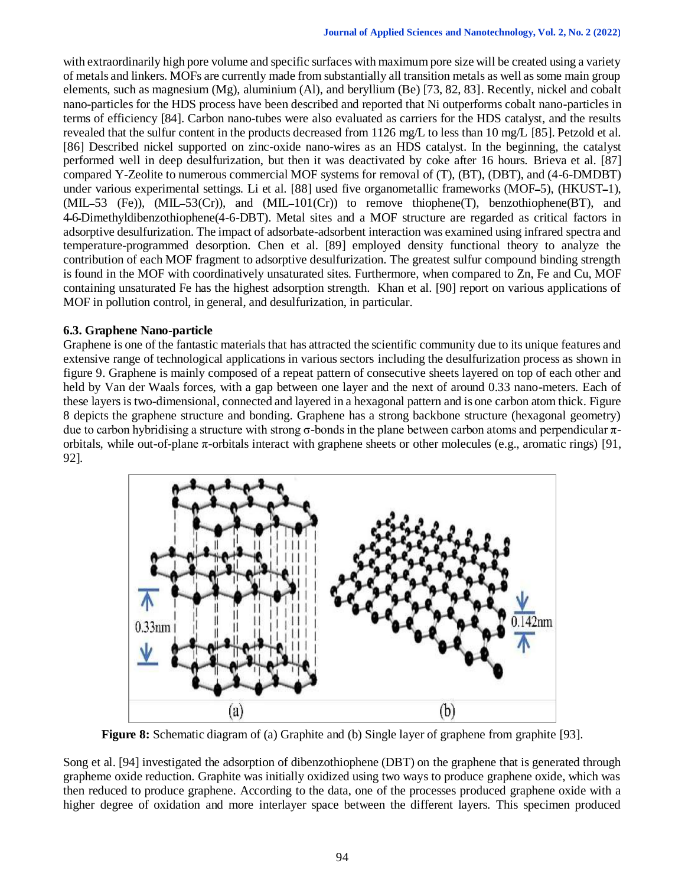with extraordinarily high pore volume and specific surfaces with maximum pore size will be created using a variety of metals and linkers. MOFs are currently made from substantially all transition metals as well as some main group elements, such as magnesium (Mg), aluminium (Al), and beryllium (Be) [73, 82, 83]. Recently, nickel and cobalt nano-particles for the HDS process have been described and reported that Ni outperforms cobalt nano-particles in terms of efficiency [84]. Carbon nano-tubes were also evaluated as carriers for the HDS catalyst, and the results revealed that the sulfur content in the products decreased from 1126 mg/L to less than 10 mg/L [85]. Petzold et al. [86] Described nickel supported on zinc-oxide nano-wires as an HDS catalyst. In the beginning, the catalyst performed well in deep desulfurization, but then it was deactivated by coke after 16 hours. Brieva et al. [87] compared Y-Zeolite to numerous commercial MOF systems for removal of (T), (BT), (DBT), and (4-6-DMDBT) under various experimental settings. Li et al. [88] used five organometallic frameworks (MOF–5), (HKUST–1), (MIL–53 (Fe)), (MIL–53(Cr)), and (MIL–101(Cr)) to remove thiophene(T), benzothiophene(BT), and 4-6-Dimethyldibenzothiophene(4-6-DBT). Metal sites and a MOF structure are regarded as critical factors in adsorptive desulfurization. The impact of adsorbate-adsorbent interaction was examined using infrared spectra and temperature-programmed desorption. Chen et al. [89] employed density functional theory to analyze the contribution of each MOF fragment to adsorptive desulfurization. The greatest sulfur compound binding strength is found in the MOF with coordinatively unsaturated sites. Furthermore, when compared to Zn, Fe and Cu, MOF containing unsaturated Fe has the highest adsorption strength. Khan et al. [90] report on various applications of MOF in pollution control, in general, and desulfurization, in particular.

### 6.3. Graphene Nano-particle

Graphene is one of the fantastic materials that has attracted the scientific community due to its unique features and extensive range of technological applications in various sectors including the desulfurization process as shown in figure 9. Graphene is mainly composed of a repeat pattern of consecutive sheets layered on top of each other and held by Van der Waals forces, with a gap between one layer and the next of around 0.33 nano-meters. Each of these layers is two-dimensional, connected and layered in a hexagonal pattern and is one carbon atom thick. Figure 8 depicts the graphene structure and bonding. Graphene has a strong backbone structure (hexagonal geometry) due to carbon hybridising a structure with strong σ-bonds in the plane between carbon atoms and perpendicular π-orbitals, while out-of-plane π-orbitals interact with graphene sheets or other molecules (e.g., aromatic rings) [91, 92].

**Figure 8:** Schematic diagram of (a) Graphite and (b) Single layer of graphene from graphite [93].

Song et al. [94] investigated the adsorption of dibenzothiophene (DBT) on the graphene that is generated through grapheme oxide reduction. Graphite was initially oxidized using two ways to produce graphene oxide, which was then reduced to produce graphene. According to the data, one of the processes produced graphene oxide with a higher degree of oxidation and more interlayer space between the different layers. This specimen produced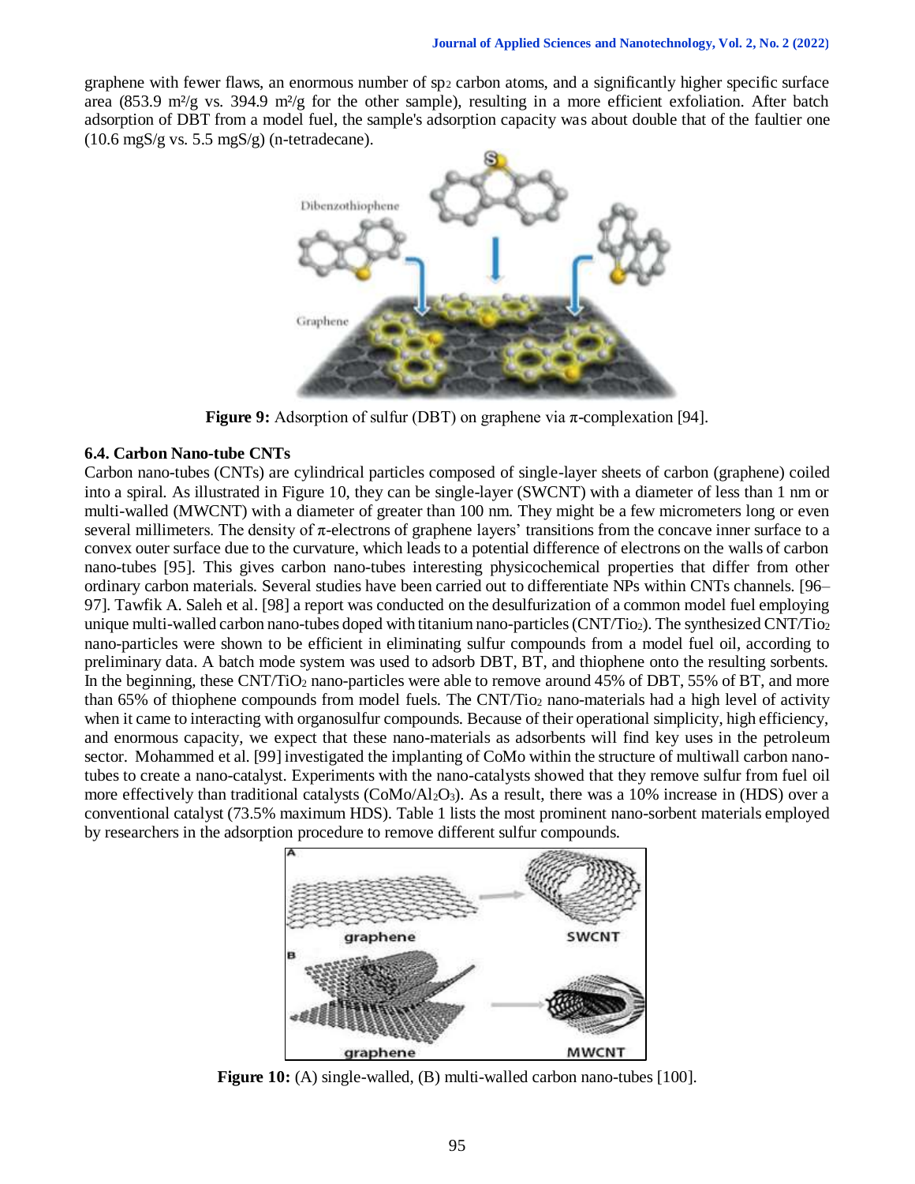graphene with fewer flaws, an enormous number of $sp_2$ carbon atoms, and a significantly higher specific surface area (853.9 $m^2/g$ vs. 394.9 $m^2/g$ for the other sample), resulting in a more efficient exfoliation. After batch adsorption of DBT from a model fuel, the sample's adsorption capacity was about double that of the faultier one (10.6 mgS/g vs. 5.5 mgS/g) (n-tetradecane).

**Figure 9:** Adsorption of sulfur (DBT) on graphene via π-complexation [94].

### 6.4. Carbon Nano-tube CNTs

Carbon nano-tubes (CNTs) are cylindrical particles composed of single-layer sheets of carbon (graphene) coiled into a spiral. As illustrated in Figure 10, they can be single-layer (SWCNT) with a diameter of less than 1 nm or multi-walled (MWCNT) with a diameter of greater than 100 nm. They might be a few micrometers long or even several millimeters. The density of π-electrons of graphene layers' transitions from the concave inner surface to a convex outer surface due to the curvature, which leads to a potential difference of electrons on the walls of carbon nano-tubes [95]. This gives carbon nano-tubes interesting physicochemical properties that differ from other ordinary carbon materials. Several studies have been carried out to differentiate NPs within CNTs channels. [96–97]. Tawfik A. Saleh et al. [98] a report was conducted on the desulfurization of a common model fuel employing unique multi-walled carbon nano-tubes doped with titanium nano-particles (CNT/$TiO_2$). The synthesized CNT/$TiO_2$ nano-particles were shown to be efficient in eliminating sulfur compounds from a model fuel oil, according to preliminary data. A batch mode system was used to adsorb DBT, BT, and thiophene onto the resulting sorbents. In the beginning, these CNT/$TiO_2$ nano-particles were able to remove around 45% of DBT, 55% of BT, and more than 65% of thiophene compounds from model fuels. The CNT/$TiO_2$ nano-materials had a high level of activity when it came to interacting with organosulfur compounds. Because of their operational simplicity, high efficiency, and enormous capacity, we expect that these nano-materials as adsorbents will find key uses in the petroleum sector. Mohammed et al. [99] investigated the implanting of CoMo within the structure of multiwall carbon nano-tubes to create a nano-catalyst. Experiments with the nano-catalysts showed that they remove sulfur from fuel oil more effectively than traditional catalysts (CoMo/$Al_2O_3$). As a result, there was a 10% increase in (HDS) over a conventional catalyst (73.5% maximum HDS). Table 1 lists the most prominent nano-sorbent materials employed by researchers in the adsorption procedure to remove different sulfur compounds.

**Figure 10:** (A) single-walled, (B) multi-walled carbon nano-tubes [100].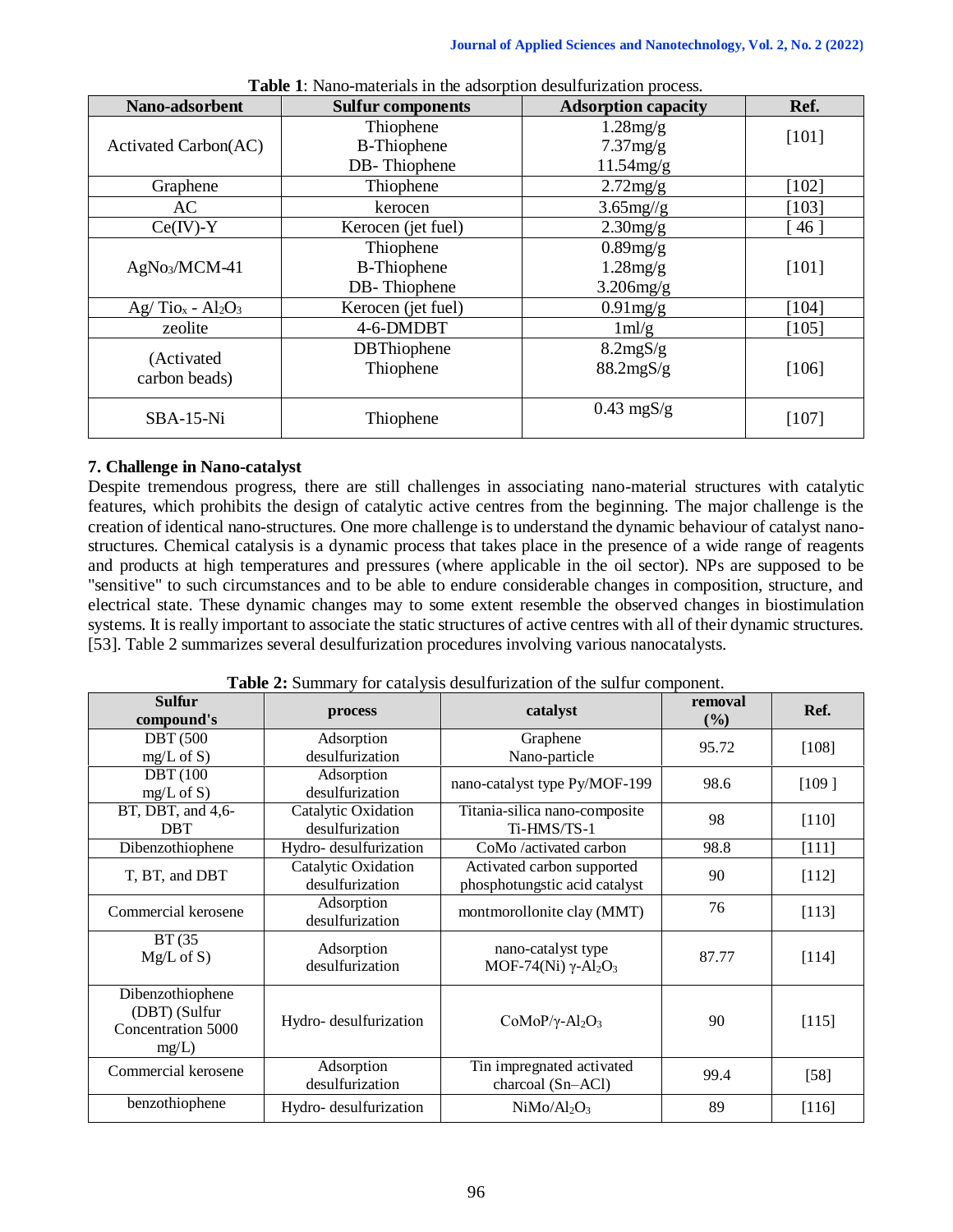**Table 1**: Nano-materials in the adsorption desulfurization process.

| Nano-adsorbent | Sulfur components | Adsorption capacity | Ref. |
|---|---|---|---|
| Activated Carbon(AC) | Thiophene<br>B-Thiophene<br>DB- Thiophene | 1.28mg/g<br>7.37mg/g<br>11.54mg/g | [101] |
| Graphene | Thiophene | 2.72mg/g | [102] |
| AC | kerocen | 3.65mg//g | [103] |
| Ce(IV)-Y | Kerocen (jet fuel) | 2.30mg/g | [ 46 ] |
| $AgNo_3$/MCM-41 | Thiophene<br>B-Thiophene<br>DB- Thiophene | 0.89mg/g<br>1.28mg/g<br>3.206mg/g | [101] |
| Ag/ $Tio_x$ - $Al_2O_3$ | Kerocen (jet fuel) | 0.91mg/g | [104] |
| zeolite | 4-6-DMDBT | 1ml/g | [105] |
| (Activated carbon beads) | DBThiophene<br>Thiophene | 8.2mgS/g<br>88.2mgS/g | [106] |
| SBA-15-Ni | Thiophene | 0.43 mgS/g | [107] |

### 7. Challenge in Nano-catalyst

Despite tremendous progress, there are still challenges in associating nano-material structures with catalytic features, which prohibits the design of catalytic active centres from the beginning. The major challenge is the creation of identical nano-structures. One more challenge is to understand the dynamic behaviour of catalyst nano-structures. Chemical catalysis is a dynamic process that takes place in the presence of a wide range of reagents and products at high temperatures and pressures (where applicable in the oil sector). NPs are supposed to be "sensitive" to such circumstances and to be able to endure considerable changes in composition, structure, and electrical state. These dynamic changes may to some extent resemble the observed changes in biostimulation systems. It is really important to associate the static structures of active centres with all of their dynamic structures. [53]. Table 2 summarizes several desulfurization procedures involving various nanocatalysts.

**Table 2:** Summary for catalysis desulfurization of the sulfur component.

| Sulfur compound's | process | catalyst | removal (%) | Ref. |
|---|---|---|---|---|
| DBT (500 mg/L of S) | Adsorption desulfurization | Graphene Nano-particle | 95.72 | [108] |
| DBT (100 mg/L of S) | Adsorption desulfurization | nano-catalyst type Py/MOF-199 | 98.6 | [109 ] |
| BT, DBT, and 4,6-DBT | Catalytic Oxidation desulfurization | Titania-silica nano-composite Ti-HMS/TS-1 | 98 | [110] |
| Dibenzothiophene | Hydro- desulfurization | CoMo /activated carbon | 98.8 | [111] |
| T, BT, and DBT | Catalytic Oxidation desulfurization | Activated carbon supported phosphotungstic acid catalyst | 90 | [112] |
| Commercial kerosene | Adsorption desulfurization | montmorollonite clay (MMT) | 76 | [113] |
| BT (35 Mg/L of S) | Adsorption desulfurization | nano-catalyst type MOF-74(Ni) $\gamma$-$Al_2O_3$ | 87.77 | [114] |
| Dibenzothiophene (DBT) (Sulfur Concentration 5000 mg/L) | Hydro- desulfurization | CoMoP/$\gamma$-$Al_2O_3$ | 90 | [115] |
| Commercial kerosene | Adsorption desulfurization | Tin impregnated activated charcoal (Sn–ACl) | 99.4 | [58] |
| benzothiophene | Hydro- desulfurization | NiMo/$Al_2O_3$ | 89 | [116] |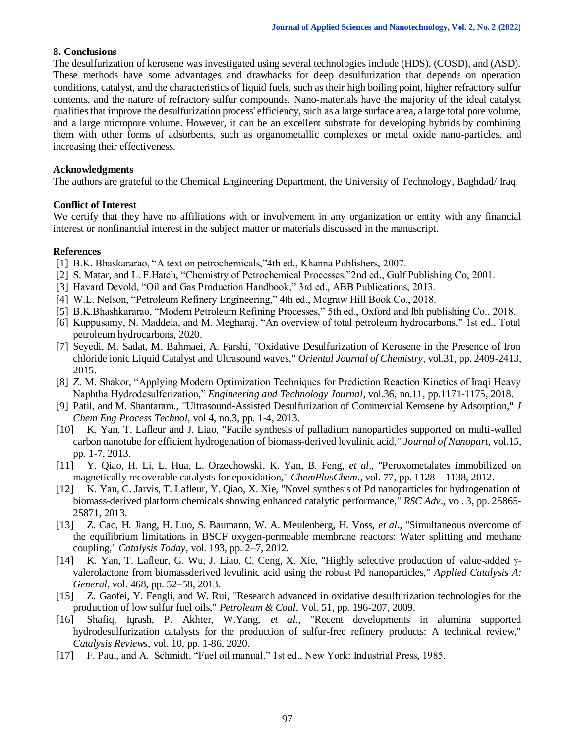## 8. Conclusions

The desulfurization of kerosene was investigated using several technologies include (HDS), (COSD), and (ASD). These methods have some advantages and drawbacks for deep desulfurization that depends on operation conditions, catalyst, and the characteristics of liquid fuels, such as their high boiling point, higher refractory sulfur contents, and the nature of refractory sulfur compounds. Nano-materials have the majority of the ideal catalyst qualities that improve the desulfurization process' efficiency, such as a large surface area, a large total pore volume, and a large micropore volume. However, it can be an excellent substrate for developing hybrids by combining them with other forms of adsorbents, such as organometallic complexes or metal oxide nano-particles, and increasing their effectiveness.

## Acknowledgments

The authors are grateful to the Chemical Engineering Department, the University of Technology, Baghdad/ Iraq.

## Conflict of Interest

We certify that they have no affiliations with or involvement in any organization or entity with any financial interest or nonfinancial interest in the subject matter or materials discussed in the manuscript.

## References

[1] B.K. Bhaskararao, "A text on petrochemicals,"4th ed., Khanna Publishers, 2007.

[2] S. Matar, and L. F.Hatch, "Chemistry of Petrochemical Processes,"2nd ed., Gulf Publishing Co, 2001.

[3] Havard Devold, "Oil and Gas Production Handbook," 3rd ed., ABB Publications, 2013.

[4] W.L. Nelson, "Petroleum Refinery Engineering," 4th ed., Mcgraw Hill Book Co., 2018.

[5] B.K.Bhashkararao, "Modern Petroleum Refining Processes," 5th ed., Oxford and lbh publishing Co., 2018.

[6] Kuppusamy, N. Maddela, and M. Megharaj, "An overview of total petroleum hydrocarbons," 1st ed., Total petroleum hydrocarbons, 2020.

[7] Seyedi, M. Sadat, M. Bahmaei, A. Farshi, "Oxidative Desulfurization of Kerosene in the Presence of Iron chloride ionic Liquid Catalyst and Ultrasound waves," *Oriental Journal of Chemistry*, vol.31, pp. 2409-2413, 2015.

[8] Z. M. Shakor, "Applying Modern Optimization Techniques for Prediction Reaction Kinetics of Iraqi Heavy Naphtha Hydrodesulferization," *Engineering and Technology Journal*, vol.36, no.11, pp.1171-1175, 2018.

[9] Patil, and M. Shantaram., "Ultrasound-Assisted Desulfurization of Commercial Kerosene by Adsorption," *J Chem Eng Process Technol*, vol 4, no.3, pp. 1-4, 2013.

[10] K. Yan, T. Lafleur and J. Liao, "Facile synthesis of palladium nanoparticles supported on multi-walled carbon nanotube for efficient hydrogenation of biomass-derived levulinic acid," *Journal of Nanopart*, vol.15, pp. 1-7, 2013.

[11] Y. Qiao, H. Li, L. Hua, L. Orzechowski, K. Yan, B. Feng, *et al*., "Peroxometalates immobilized on magnetically recoverable catalysts for epoxidation," *ChemPlusChem*., vol. 77, pp. 1128 – 1138, 2012.

[12] K. Yan, C. Jarvis, T. Lafleur, Y. Qiao, X. Xie, "Novel synthesis of Pd nanoparticles for hydrogenation of biomass-derived platform chemicals showing enhanced catalytic performance," *RSC Adv*., vol. 3, pp. 25865-25871, 2013.

[13] Z. Cao, H. Jiang, H. Luo, S. Baumann, W. A. Meulenberg, H. Voss, *et al*., "Simultaneous overcome of the equilibrium limitations in BSCF oxygen-permeable membrane reactors: Water splitting and methane coupling," *Catalysis Today*, vol. 193, pp. 2–7, 2012.

[14] K. Yan, T. Lafleur, G. Wu, J. Liao, C. Ceng, X. Xie, "Highly selective production of value-added γ-valerolactone from biomassderived levulinic acid using the robust Pd nanoparticles," *Applied Catalysis A: General*, vol. 468, pp. 52–58, 2013.

[15] Z. Gaofei, Y. Fengli, and W. Rui, "Research advanced in oxidative desulfurization technologies for the production of low sulfur fuel oils," *Petroleum & Coal*, Vol. 51, pp. 196-207, 2009.

[16] Shafiq, Iqrash, P. Akhter, W.Yang, *et al*., "Recent developments in alumina supported hydrodesulfurization catalysts for the production of sulfur-free refinery products: A technical review," *Catalysis Reviews*, vol. 10, pp. 1-86, 2020.

[17] F. Paul, and A. Schmidt, "Fuel oil manual," 1st ed., New York: Industrial Press, 1985.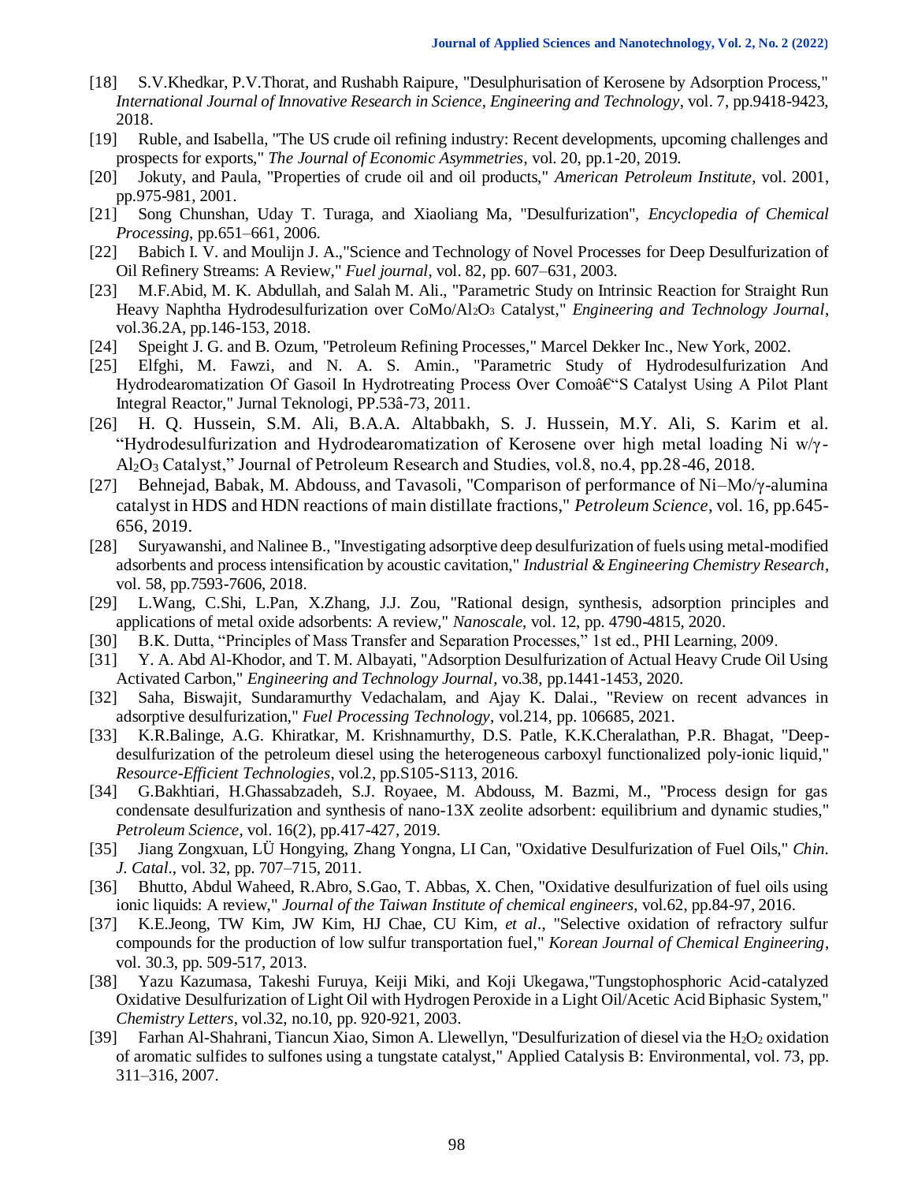[18] S.V.Khedkar, P.V.Thorat, and Rushabh Raipure, "Desulphurisation of Kerosene by Adsorption Process," *International Journal of Innovative Research in Science, Engineering and Technology*, vol. 7, pp.9418-9423, 2018.

[19] Ruble, and Isabella, "The US crude oil refining industry: Recent developments, upcoming challenges and prospects for exports," *The Journal of Economic Asymmetries*, vol. 20, pp.1-20, 2019.

[20] Jokuty, and Paula, "Properties of crude oil and oil products," *American Petroleum Institute*, vol. 2001, pp.975-981, 2001.

[21] Song Chunshan, Uday T. Turaga, and Xiaoliang Ma, "Desulfurization", *Encyclopedia of Chemical Processing*, pp.651–661, 2006.

[22] Babich I. V. and Moulijn J. A.,"Science and Technology of Novel Processes for Deep Desulfurization of Oil Refinery Streams: A Review," *Fuel journal*, vol. 82, pp. 607–631, 2003.

[23] M.F.Abid, M. K. Abdullah, and Salah M. Ali., "Parametric Study on Intrinsic Reaction for Straight Run Heavy Naphtha Hydrodesulfurization over CoMo/$Al_2O_3$ Catalyst," *Engineering and Technology Journal*, vol.36.2A, pp.146-153, 2018.

[24] Speight J. G. and B. Ozum, "Petroleum Refining Processes," Marcel Dekker Inc., New York, 2002.

[25] Elfghi, M. Fawzi, and N. A. S. Amin., "Parametric Study of Hydrodesulfurization And Hydrodearomatization Of Gasoil In Hydrotreating Process Over Comoâ€"S Catalyst Using A Pilot Plant Integral Reactor," Jurnal Teknologi, PP.53â-73, 2011.

[26] H. Q. Hussein, S.M. Ali, B.A.A. Altabbakh, S. J. Hussein, M.Y. Ali, S. Karim et al. "Hydrodesulfurization and Hydrodearomatization of Kerosene over high metal loading Ni w/γ-$Al_2O_3$ Catalyst," Journal of Petroleum Research and Studies, vol.8, no.4, pp.28-46, 2018.

[27] Behnejad, Babak, M. Abdouss, and Tavasoli, "Comparison of performance of Ni–Mo/γ-alumina catalyst in HDS and HDN reactions of main distillate fractions," *Petroleum Science*, vol. 16, pp.645-656, 2019.

[28] Suryawanshi, and Nalinee B., "Investigating adsorptive deep desulfurization of fuels using metal-modified adsorbents and process intensification by acoustic cavitation," *Industrial & Engineering Chemistry Research*, vol. 58, pp.7593-7606, 2018.

[29] L.Wang, C.Shi, L.Pan, X.Zhang, J.J. Zou, "Rational design, synthesis, adsorption principles and applications of metal oxide adsorbents: A review," *Nanoscale*, vol. 12, pp. 4790-4815, 2020.

[30] B.K. Dutta, "Principles of Mass Transfer and Separation Processes," 1st ed., PHI Learning, 2009.

[31] Y. A. Abd Al-Khodor, and T. M. Albayati, "Adsorption Desulfurization of Actual Heavy Crude Oil Using Activated Carbon," *Engineering and Technology Journal*, vo.38, pp.1441-1453, 2020.

[32] Saha, Biswajit, Sundaramurthy Vedachalam, and Ajay K. Dalai., "Review on recent advances in adsorptive desulfurization," *Fuel Processing Technology*, vol.214, pp. 106685, 2021.

[33] K.R.Balinge, A.G. Khiratkar, M. Krishnamurthy, D.S. Patle, K.K.Cheralathan, P.R. Bhagat, "Deep-desulfurization of the petroleum diesel using the heterogeneous carboxyl functionalized poly-ionic liquid," *Resource-Efficient Technologies*, vol.2, pp.S105-S113, 2016.

[34] G.Bakhtiari, H.Ghassabzadeh, S.J. Royaee, M. Abdouss, M. Bazmi, M., "Process design for gas condensate desulfurization and synthesis of nano-13X zeolite adsorbent: equilibrium and dynamic studies," *Petroleum Science*, vol. 16(2), pp.417-427, 2019.

[35] Jiang Zongxuan, LÜ Hongying, Zhang Yongna, LI Can, "Oxidative Desulfurization of Fuel Oils," *Chin. J. Catal*., vol. 32, pp. 707–715, 2011.

[36] Bhutto, Abdul Waheed, R.Abro, S.Gao, T. Abbas, X. Chen, "Oxidative desulfurization of fuel oils using ionic liquids: A review," *Journal of the Taiwan Institute of chemical engineers*, vol.62, pp.84-97, 2016.

[37] K.E.Jeong, TW Kim, JW Kim, HJ Chae, CU Kim, *et al*., "Selective oxidation of refractory sulfur compounds for the production of low sulfur transportation fuel," *Korean Journal of Chemical Engineering*, vol. 30.3, pp. 509-517, 2013.

[38] Yazu Kazumasa, Takeshi Furuya, Keiji Miki, and Koji Ukegawa,"Tungstophosphoric Acid-catalyzed Oxidative Desulfurization of Light Oil with Hydrogen Peroxide in a Light Oil/Acetic Acid Biphasic System," *Chemistry Letters*, vol.32, no.10, pp. 920-921, 2003.

[39] Farhan Al-Shahrani, Tiancun Xiao, Simon A. Llewellyn, "Desulfurization of diesel via the $H_2O_2$ oxidation of aromatic sulfides to sulfones using a tungstate catalyst," Applied Catalysis B: Environmental, vol. 73, pp. 311–316, 2007.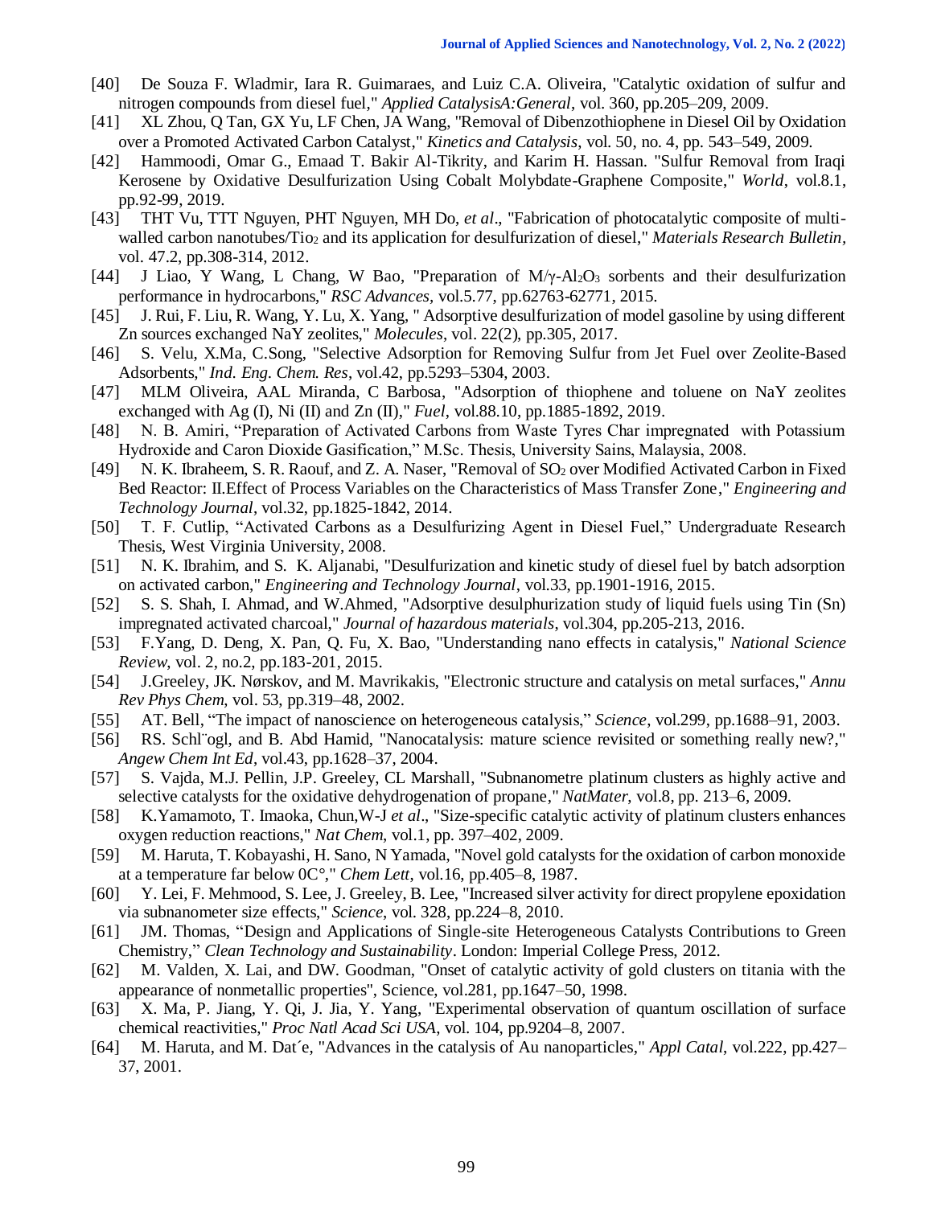[40] De Souza F. Wladmir, Iara R. Guimaraes, and Luiz C.A. Oliveira, "Catalytic oxidation of sulfur and nitrogen compounds from diesel fuel," *Applied CatalysisA:General*, vol. 360, pp.205–209, 2009.

[41] XL Zhou, Q Tan, GX Yu, LF Chen, JA Wang, "Removal of Dibenzothiophene in Diesel Oil by Oxidation over a Promoted Activated Carbon Catalyst," *Kinetics and Catalysis*, vol. 50, no. 4, pp. 543–549, 2009.

[42] Hammoodi, Omar G., Emaad T. Bakir Al-Tikrity, and Karim H. Hassan. "Sulfur Removal from Iraqi Kerosene by Oxidative Desulfurization Using Cobalt Molybdate-Graphene Composite," *World*, vol.8.1, pp.92-99, 2019.

[43] THT Vu, TTT Nguyen, PHT Nguyen, MH Do, *et al*., "Fabrication of photocatalytic composite of multi-walled carbon nanotubes/$Tio_2$ and its application for desulfurization of diesel," *Materials Research Bulletin*, vol. 47.2, pp.308-314, 2012.

[44] J Liao, Y Wang, L Chang, W Bao, "Preparation of M/γ-$Al_2O_3$ sorbents and their desulfurization performance in hydrocarbons," *RSC Advances*, vol.5.77, pp.62763-62771, 2015.

[45] J. Rui, F. Liu, R. Wang, Y. Lu, X. Yang, " Adsorptive desulfurization of model gasoline by using different Zn sources exchanged NaY zeolites," *Molecules*, vol. 22(2), pp.305, 2017.

[46] S. Velu, X.Ma, C.Song, "Selective Adsorption for Removing Sulfur from Jet Fuel over Zeolite-Based Adsorbents," *Ind. Eng. Chem. Res*, vol.42, pp.5293–5304, 2003.

[47] MLM Oliveira, AAL Miranda, C Barbosa, "Adsorption of thiophene and toluene on NaY zeolites exchanged with Ag (I), Ni (II) and Zn (II)," *Fuel*, vol.88.10, pp.1885-1892, 2019.

[48] N. B. Amiri, "Preparation of Activated Carbons from Waste Tyres Char impregnated with Potassium Hydroxide and Caron Dioxide Gasification," M.Sc. Thesis, University Sains, Malaysia, 2008.

[49] N. K. Ibraheem, S. R. Raouf, and Z. A. Naser, "Removal of $SO_2$ over Modified Activated Carbon in Fixed Bed Reactor: II.Effect of Process Variables on the Characteristics of Mass Transfer Zone," *Engineering and Technology Journal*, vol.32, pp.1825-1842, 2014.

[50] T. F. Cutlip, "Activated Carbons as a Desulfurizing Agent in Diesel Fuel," Undergraduate Research Thesis, West Virginia University, 2008.

[51] N. K. Ibrahim, and S. K. Aljanabi, "Desulfurization and kinetic study of diesel fuel by batch adsorption on activated carbon," *Engineering and Technology Journal*, vol.33, pp.1901-1916, 2015.

[52] S. S. Shah, I. Ahmad, and W.Ahmed, "Adsorptive desulphurization study of liquid fuels using Tin (Sn) impregnated activated charcoal," *Journal of hazardous materials*, vol.304, pp.205-213, 2016.

[53] F.Yang, D. Deng, X. Pan, Q. Fu, X. Bao, "Understanding nano effects in catalysis," *National Science Review*, vol. 2, no.2, pp.183-201, 2015.

[54] J.Greeley, JK. Nørskov, and M. Mavrikakis, "Electronic structure and catalysis on metal surfaces," *Annu Rev Phys Chem*, vol. 53, pp.319–48, 2002.

[55] AT. Bell, "The impact of nanoscience on heterogeneous catalysis," *Science*, vol.299, pp.1688–91, 2003.

[56] RS. Schl¨ogl, and B. Abd Hamid, "Nanocatalysis: mature science revisited or something really new?," *Angew Chem Int Ed*, vol.43, pp.1628–37, 2004.

[57] S. Vajda, M.J. Pellin, J.P. Greeley, CL Marshall, "Subnanometre platinum clusters as highly active and selective catalysts for the oxidative dehydrogenation of propane," *NatMater*, vol.8, pp. 213–6, 2009.

[58] K.Yamamoto, T. Imaoka, Chun,W-J *et al*., "Size-specific catalytic activity of platinum clusters enhances oxygen reduction reactions," *Nat Chem*, vol.1, pp. 397–402, 2009.

[59] M. Haruta, T. Kobayashi, H. Sano, N Yamada, "Novel gold catalysts for the oxidation of carbon monoxide at a temperature far below 0C°," *Chem Lett*, vol.16, pp.405–8, 1987.

[60] Y. Lei, F. Mehmood, S. Lee, J. Greeley, B. Lee, "Increased silver activity for direct propylene epoxidation via subnanometer size effects," *Science*, vol. 328, pp.224–8, 2010.

[61] JM. Thomas, "Design and Applications of Single-site Heterogeneous Catalysts Contributions to Green Chemistry," *Clean Technology and Sustainability*. London: Imperial College Press, 2012.

[62] M. Valden, X. Lai, and DW. Goodman, "Onset of catalytic activity of gold clusters on titania with the appearance of nonmetallic properties", Science, vol.281, pp.1647–50, 1998.

[63] X. Ma, P. Jiang, Y. Qi, J. Jia, Y. Yang, "Experimental observation of quantum oscillation of surface chemical reactivities," *Proc Natl Acad Sci USA*, vol. 104, pp.9204–8, 2007.

[64] M. Haruta, and M. Dat´e, "Advances in the catalysis of Au nanoparticles," *Appl Catal*, vol.222, pp.427–37, 2001.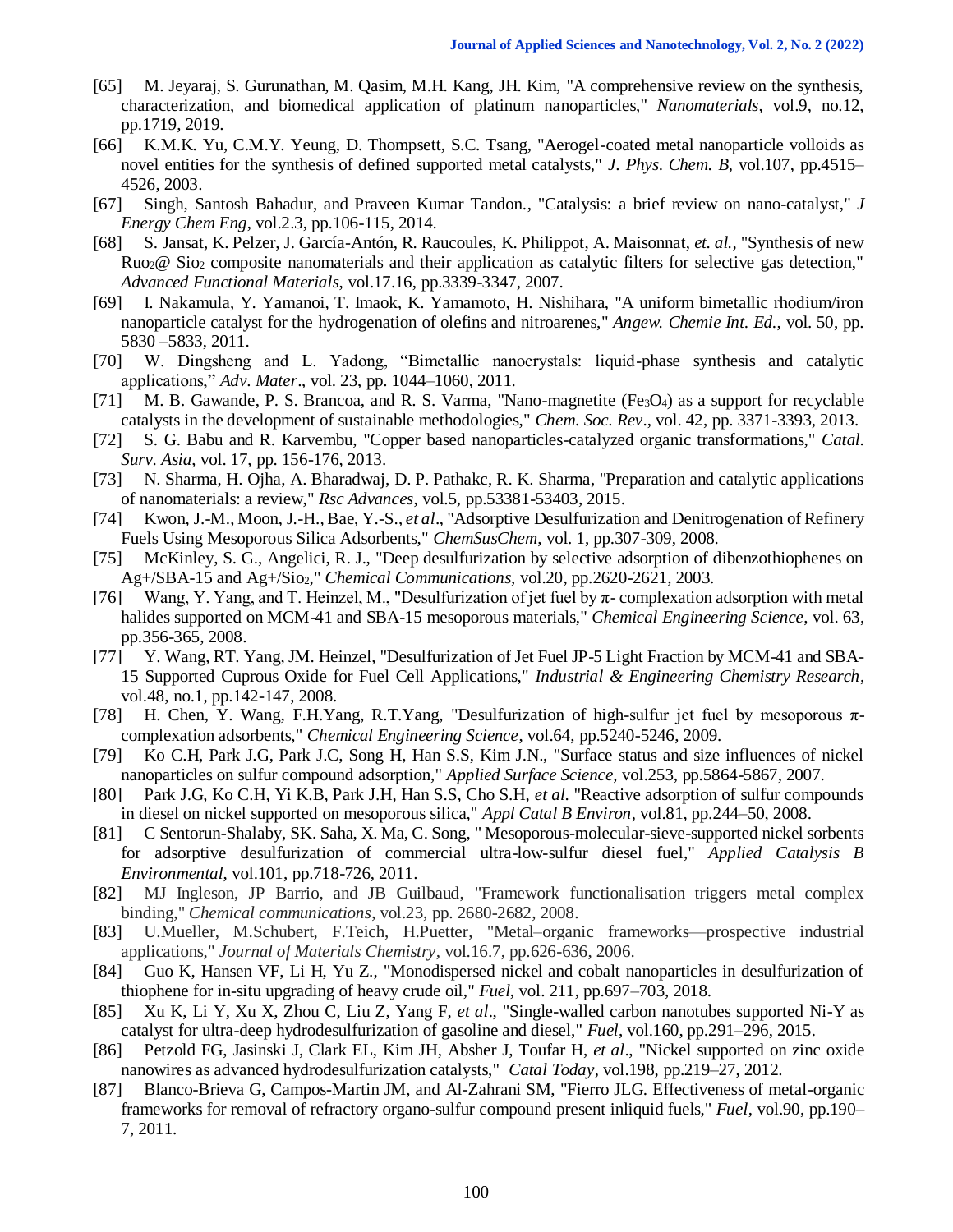[65] M. Jeyaraj, S. Gurunathan, M. Qasim, M.H. Kang, JH. Kim, "A comprehensive review on the synthesis, characterization, and biomedical application of platinum nanoparticles," *Nanomaterials*, vol.9, no.12, pp.1719, 2019.

[66] K.M.K. Yu, C.M.Y. Yeung, D. Thompsett, S.C. Tsang, "Aerogel-coated metal nanoparticle volloids as novel entities for the synthesis of defined supported metal catalysts," *J. Phys. Chem. B*, vol.107, pp.4515–4526, 2003.

[67] Singh, Santosh Bahadur, and Praveen Kumar Tandon., "Catalysis: a brief review on nano-catalyst," *J Energy Chem Eng*, vol.2.3, pp.106-115, 2014.

[68] S. Jansat, K. Pelzer, J. García-Antón, R. Raucoules, K. Philippot, A. Maisonnat, *et. al.*, "Synthesis of new $Ruo_2$@ $Sio_2$ composite nanomaterials and their application as catalytic filters for selective gas detection," *Advanced Functional Materials*, vol.17.16, pp.3339-3347, 2007.

[69] I. Nakamula, Y. Yamanoi, T. Imaok, K. Yamamoto, H. Nishihara, "A uniform bimetallic rhodium/iron nanoparticle catalyst for the hydrogenation of olefins and nitroarenes," *Angew. Chemie Int. Ed.*, vol. 50, pp. 5830 –5833, 2011.

[70] W. Dingsheng and L. Yadong, "Bimetallic nanocrystals: liquid-phase synthesis and catalytic applications," *Adv. Mater*., vol. 23, pp. 1044–1060, 2011.

[71] M. B. Gawande, P. S. Brancoa, and R. S. Varma, "Nano-magnetite ($Fe_3O_4$) as a support for recyclable catalysts in the development of sustainable methodologies," *Chem. Soc. Rev*., vol. 42, pp. 3371-3393, 2013.

[72] S. G. Babu and R. Karvembu, "Copper based nanoparticles-catalyzed organic transformations," *Catal. Surv. Asia*, vol. 17, pp. 156-176, 2013.

[73] N. Sharma, H. Ojha, A. Bharadwaj, D. P. Pathakc, R. K. Sharma, "Preparation and catalytic applications of nanomaterials: a review," *Rsc Advances*, vol.5, pp.53381-53403, 2015.

[74] Kwon, J.-M., Moon, J.-H., Bae, Y.-S., *et al*., "Adsorptive Desulfurization and Denitrogenation of Refinery Fuels Using Mesoporous Silica Adsorbents," *ChemSusChem*, vol. 1, pp.307-309, 2008.

[75] McKinley, S. G., Angelici, R. J., "Deep desulfurization by selective adsorption of dibenzothiophenes on $Ag^+$/SBA-15 and $Ag^+/Sio_2$," *Chemical Communications*, vol.20, pp.2620-2621, 2003.

[76] Wang, Y. Yang, and T. Heinzel, M., "Desulfurization of jet fuel by π- complexation adsorption with metal halides supported on MCM-41 and SBA-15 mesoporous materials," *Chemical Engineering Science*, vol. 63, pp.356-365, 2008.

[77] Y. Wang, RT. Yang, JM. Heinzel, "Desulfurization of Jet Fuel JP-5 Light Fraction by MCM-41 and SBA-15 Supported Cuprous Oxide for Fuel Cell Applications," *Industrial & Engineering Chemistry Research*, vol.48, no.1, pp.142-147, 2008.

[78] H. Chen, Y. Wang, F.H.Yang, R.T.Yang, "Desulfurization of high-sulfur jet fuel by mesoporous π-complexation adsorbents," *Chemical Engineering Science*, vol.64, pp.5240-5246, 2009.

[79] Ko C.H, Park J.G, Park J.C, Song H, Han S.S, Kim J.N., "Surface status and size influences of nickel nanoparticles on sulfur compound adsorption," *Applied Surface Science*, vol.253, pp.5864-5867, 2007.

[80] Park J.G, Ko C.H, Yi K.B, Park J.H, Han S.S, Cho S.H, *et al.* "Reactive adsorption of sulfur compounds in diesel on nickel supported on mesoporous silica," *Appl Catal B Environ*, vol.81, pp.244–50, 2008.

[81] C Sentorun-Shalaby, SK. Saha, X. Ma, C. Song, " Mesoporous-molecular-sieve-supported nickel sorbents for adsorptive desulfurization of commercial ultra-low-sulfur diesel fuel," *Applied Catalysis B Environmental*, vol.101, pp.718-726, 2011.

[82] MJ Ingleson, JP Barrio, and JB Guilbaud, "Framework functionalisation triggers metal complex binding," *Chemical communications*, vol.23, pp. 2680-2682, 2008.

[83] U.Mueller, M.Schubert, F.Teich, H.Puetter, "Metal–organic frameworks—prospective industrial applications," *Journal of Materials Chemistry*, vol.16.7, pp.626-636, 2006.

[84] Guo K, Hansen VF, Li H, Yu Z., "Monodispersed nickel and cobalt nanoparticles in desulfurization of thiophene for in-situ upgrading of heavy crude oil," *Fuel*, vol. 211, pp.697–703, 2018.

[85] Xu K, Li Y, Xu X, Zhou C, Liu Z, Yang F, *et al*., "Single-walled carbon nanotubes supported Ni-Y as catalyst for ultra-deep hydrodesulfurization of gasoline and diesel," *Fuel*, vol.160, pp.291–296, 2015.

[86] Petzold FG, Jasinski J, Clark EL, Kim JH, Absher J, Toufar H, *et al*., "Nickel supported on zinc oxide nanowires as advanced hydrodesulfurization catalysts," *Catal Today*, vol.198, pp.219–27, 2012.

[87] Blanco-Brieva G, Campos-Martin JM, and Al-Zahrani SM, "Fierro JLG. Effectiveness of metal-organic frameworks for removal of refractory organo-sulfur compound present inliquid fuels," *Fuel*, vol.90, pp.190–7, 2011.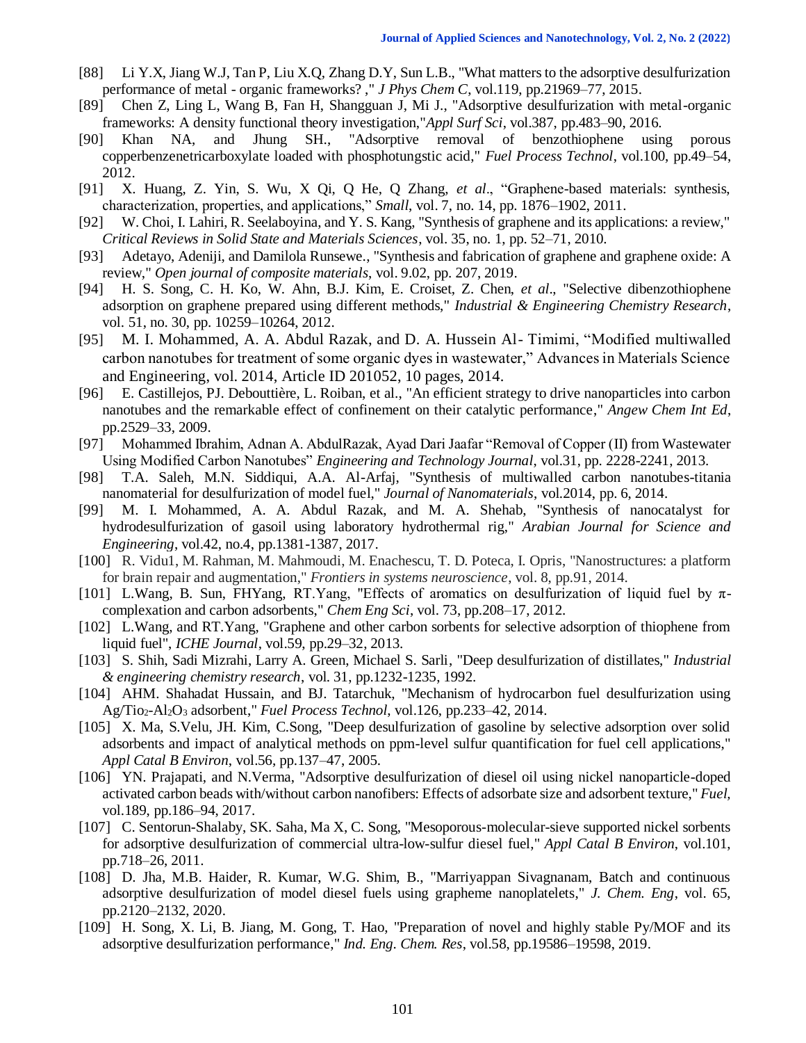[88] Li Y.X, Jiang W.J, Tan P, Liu X.Q, Zhang D.Y, Sun L.B., "What matters to the adsorptive desulfurization performance of metal - organic frameworks? ," *J Phys Chem C*, vol.119, pp.21969–77, 2015.

[89] Chen Z, Ling L, Wang B, Fan H, Shangguan J, Mi J., "Adsorptive desulfurization with metal-organic frameworks: A density functional theory investigation,"*Appl Surf Sci*, vol.387, pp.483–90, 2016.

[90] Khan NA, and Jhung SH., "Adsorptive removal of benzothiophene using porous copperbenzenetricarboxylate loaded with phosphotungstic acid," *Fuel Process Technol*, vol.100, pp.49–54, 2012.

[91] X. Huang, Z. Yin, S. Wu, X Qi, Q He, Q Zhang, *et al*., "Graphene-based materials: synthesis, characterization, properties, and applications," *Small*, vol. 7, no. 14, pp. 1876–1902, 2011.

[92] W. Choi, I. Lahiri, R. Seelaboyina, and Y. S. Kang, "Synthesis of graphene and its applications: a review," *Critical Reviews in Solid State and Materials Sciences*, vol. 35, no. 1, pp. 52–71, 2010.

[93] Adetayo, Adeniji, and Damilola Runsewe., "Synthesis and fabrication of graphene and graphene oxide: A review," *Open journal of composite materials*, vol. 9.02, pp. 207, 2019.

[94] H. S. Song, C. H. Ko, W. Ahn, B.J. Kim, E. Croiset, Z. Chen, *et al*., "Selective dibenzothiophene adsorption on graphene prepared using different methods," *Industrial & Engineering Chemistry Research*, vol. 51, no. 30, pp. 10259–10264, 2012.

[95] M. I. Mohammed, A. A. Abdul Razak, and D. A. Hussein Al- Timimi, "Modified multiwalled carbon nanotubes for treatment of some organic dyes in wastewater," Advances in Materials Science and Engineering, vol. 2014, Article ID 201052, 10 pages, 2014.

[96] E. Castillejos, PJ. Debouttière, L. Roiban, et al., "An efficient strategy to drive nanoparticles into carbon nanotubes and the remarkable effect of confinement on their catalytic performance," *Angew Chem Int Ed*, pp.2529–33, 2009.

[97] Mohammed Ibrahim, Adnan A. AbdulRazak, Ayad Dari Jaafar "Removal of Copper (II) from Wastewater Using Modified Carbon Nanotubes" *Engineering and Technology Journal*, vol.31, pp. 2228-2241, 2013.

[98] T.A. Saleh, M.N. Siddiqui, A.A. Al-Arfaj, "Synthesis of multiwalled carbon nanotubes-titania nanomaterial for desulfurization of model fuel," *Journal of Nanomaterials*, vol.2014, pp. 6, 2014.

[99] M. I. Mohammed, A. A. Abdul Razak, and M. A. Shehab, "Synthesis of nanocatalyst for hydrodesulfurization of gasoil using laboratory hydrothermal rig," *Arabian Journal for Science and Engineering*, vol.42, no.4, pp.1381-1387, 2017.

[100] R. Vidu1, M. Rahman, M. Mahmoudi, M. Enachescu, T. D. Poteca, I. Opris, "Nanostructures: a platform for brain repair and augmentation," *Frontiers in systems neuroscience*, vol. 8, pp.91, 2014.

[101] L.Wang, B. Sun, FHYang, RT.Yang, "Effects of aromatics on desulfurization of liquid fuel by π-complexation and carbon adsorbents," *Chem Eng Sci*, vol. 73, pp.208–17, 2012.

[102] L.Wang, and RT.Yang, "Graphene and other carbon sorbents for selective adsorption of thiophene from liquid fuel", *ICHE Journal*, vol.59, pp.29–32, 2013.

[103] S. Shih, Sadi Mizrahi, Larry A. Green, Michael S. Sarli, "Deep desulfurization of distillates," *Industrial & engineering chemistry research*, vol. 31, pp.1232-1235, 1992.

[104] AHM. Shahadat Hussain, and BJ. Tatarchuk, "Mechanism of hydrocarbon fuel desulfurization using Ag/$TiO_2$-$Al_2O_3$ adsorbent," *Fuel Process Technol*, vol.126, pp.233–42, 2014.

[105] X. Ma, S.Velu, JH. Kim, C.Song, "Deep desulfurization of gasoline by selective adsorption over solid adsorbents and impact of analytical methods on ppm-level sulfur quantification for fuel cell applications," *Appl Catal B Environ*, vol.56, pp.137–47, 2005.

[106] YN. Prajapati, and N.Verma, "Adsorptive desulfurization of diesel oil using nickel nanoparticle-doped activated carbon beads with/without carbon nanofibers: Effects of adsorbate size and adsorbent texture," *Fuel*, vol.189, pp.186–94, 2017.

[107] C. Sentorun-Shalaby, SK. Saha, Ma X, C. Song, "Mesoporous-molecular-sieve supported nickel sorbents for adsorptive desulfurization of commercial ultra-low-sulfur diesel fuel," *Appl Catal B Environ*, vol.101, pp.718–26, 2011.

[108] D. Jha, M.B. Haider, R. Kumar, W.G. Shim, B., "Marriyappan Sivagnanam, Batch and continuous adsorptive desulfurization of model diesel fuels using grapheme nanoplatelets," *J. Chem. Eng*, vol. 65, pp.2120–2132, 2020.

[109] H. Song, X. Li, B. Jiang, M. Gong, T. Hao, "Preparation of novel and highly stable Py/MOF and its adsorptive desulfurization performance," *Ind. Eng. Chem. Res*, vol.58, pp.19586–19598, 2019.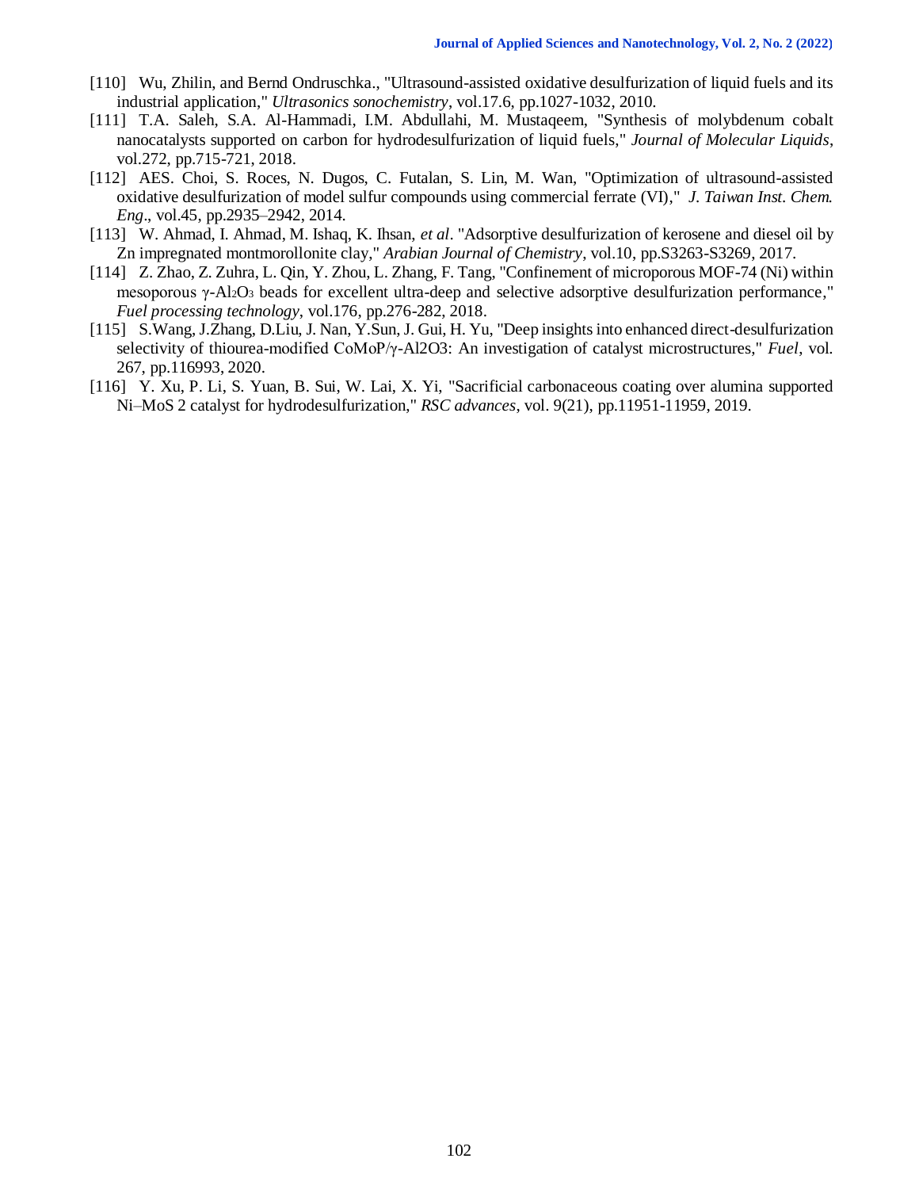[110] Wu, Zhilin, and Bernd Ondruschka., "Ultrasound-assisted oxidative desulfurization of liquid fuels and its industrial application," *Ultrasonics sonochemistry*, vol.17.6, pp.1027-1032, 2010.

[111] T.A. Saleh, S.A. Al-Hammadi, I.M. Abdullahi, M. Mustaqeem, "Synthesis of molybdenum cobalt nanocatalysts supported on carbon for hydrodesulfurization of liquid fuels," *Journal of Molecular Liquids*, vol.272, pp.715-721, 2018.

[112] AES. Choi, S. Roces, N. Dugos, C. Futalan, S. Lin, M. Wan, "Optimization of ultrasound-assisted oxidative desulfurization of model sulfur compounds using commercial ferrate (VI)," *J. Taiwan Inst. Chem. Eng*., vol.45, pp.2935–2942, 2014.

[113] W. Ahmad, I. Ahmad, M. Ishaq, K. Ihsan, *et al*. "Adsorptive desulfurization of kerosene and diesel oil by Zn impregnated montmorollonite clay," *Arabian Journal of Chemistry*, vol.10, pp.S3263-S3269, 2017.

[114] Z. Zhao, Z. Zuhra, L. Qin, Y. Zhou, L. Zhang, F. Tang, "Confinement of microporous MOF-74 (Ni) within mesoporous γ-$Al_2O_3$ beads for excellent ultra-deep and selective adsorptive desulfurization performance," *Fuel processing technology*, vol.176, pp.276-282, 2018.

[115] S.Wang, J.Zhang, D.Liu, J. Nan, Y.Sun, J. Gui, H. Yu, "Deep insights into enhanced direct-desulfurization selectivity of thiourea-modified CoMoP/γ-Al2O3: An investigation of catalyst microstructures," *Fuel*, vol. 267, pp.116993, 2020.

[116] Y. Xu, P. Li, S. Yuan, B. Sui, W. Lai, X. Yi, "Sacrificial carbonaceous coating over alumina supported Ni–MoS 2 catalyst for hydrodesulfurization," *RSC advances*, vol. 9(21), pp.11951-11959, 2019.